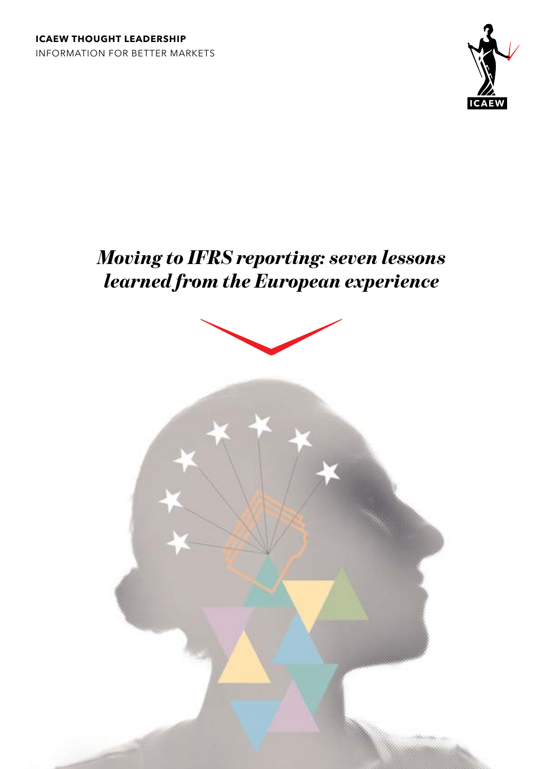**ICAEW THOUGHT LEADERSHIP**
INFORMATION FOR BETTER MARKETS

ICAEW

# *Moving to IFRS reporting: seven lessons learned from the European experience*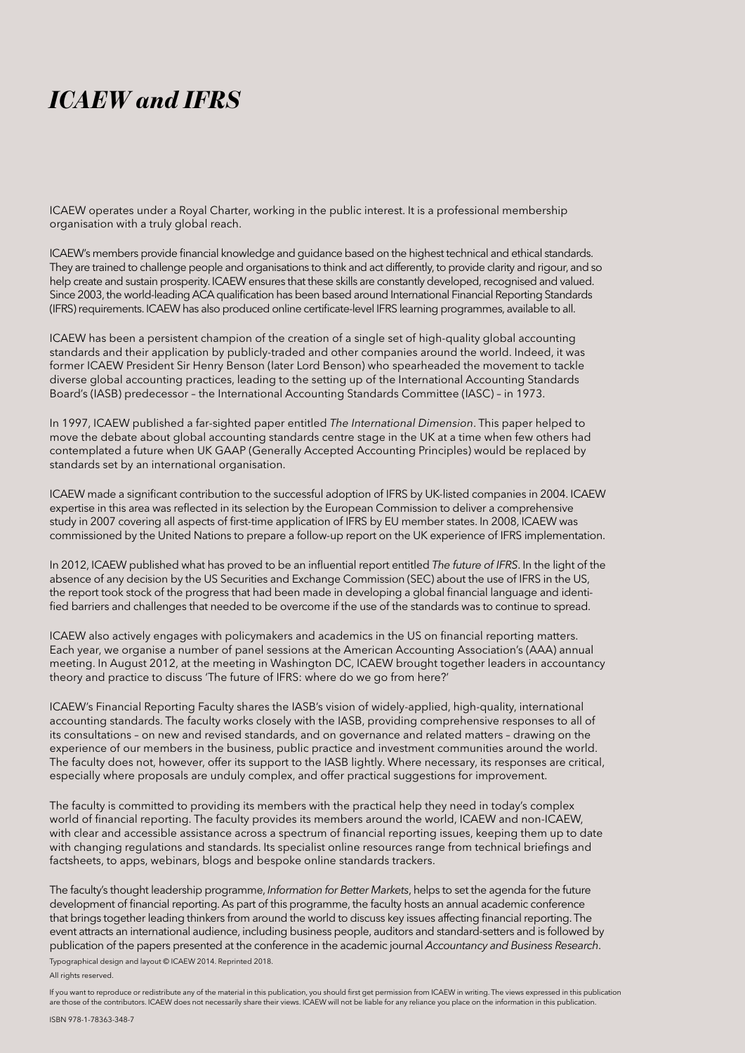# *ICAEW and IFRS*

ICAEW operates under a Royal Charter, working in the public interest. It is a professional membership organisation with a truly global reach.

ICAEW's members provide financial knowledge and guidance based on the highest technical and ethical standards. They are trained to challenge people and organisations to think and act differently, to provide clarity and rigour, and so help create and sustain prosperity. ICAEW ensures that these skills are constantly developed, recognised and valued. Since 2003, the world-leading ACA qualification has been based around International Financial Reporting Standards (IFRS) requirements. ICAEW has also produced online certificate-level IFRS learning programmes, available to all.

ICAEW has been a persistent champion of the creation of a single set of high-quality global accounting standards and their application by publicly-traded and other companies around the world. Indeed, it was former ICAEW President Sir Henry Benson (later Lord Benson) who spearheaded the movement to tackle diverse global accounting practices, leading to the setting up of the International Accounting Standards Board's (IASB) predecessor – the International Accounting Standards Committee (IASC) – in 1973.

In 1997, ICAEW published a far-sighted paper entitled *The International Dimension*. This paper helped to move the debate about global accounting standards centre stage in the UK at a time when few others had contemplated a future when UK GAAP (Generally Accepted Accounting Principles) would be replaced by standards set by an international organisation.

ICAEW made a significant contribution to the successful adoption of IFRS by UK-listed companies in 2004. ICAEW expertise in this area was reflected in its selection by the European Commission to deliver a comprehensive study in 2007 covering all aspects of first-time application of IFRS by EU member states. In 2008, ICAEW was commissioned by the United Nations to prepare a follow-up report on the UK experience of IFRS implementation.

In 2012, ICAEW published what has proved to be an influential report entitled *The future of IFRS*. In the light of the absence of any decision by the US Securities and Exchange Commission (SEC) about the use of IFRS in the US, the report took stock of the progress that had been made in developing a global financial language and identified barriers and challenges that needed to be overcome if the use of the standards was to continue to spread.

ICAEW also actively engages with policymakers and academics in the US on financial reporting matters. Each year, we organise a number of panel sessions at the American Accounting Association's (AAA) annual meeting. In August 2012, at the meeting in Washington DC, ICAEW brought together leaders in accountancy theory and practice to discuss 'The future of IFRS: where do we go from here?'

ICAEW's Financial Reporting Faculty shares the IASB's vision of widely-applied, high-quality, international accounting standards. The faculty works closely with the IASB, providing comprehensive responses to all of its consultations – on new and revised standards, and on governance and related matters – drawing on the experience of our members in the business, public practice and investment communities around the world. The faculty does not, however, offer its support to the IASB lightly. Where necessary, its responses are critical, especially where proposals are unduly complex, and offer practical suggestions for improvement.

The faculty is committed to providing its members with the practical help they need in today's complex world of financial reporting. The faculty provides its members around the world, ICAEW and non-ICAEW, with clear and accessible assistance across a spectrum of financial reporting issues, keeping them up to date with changing regulations and standards. Its specialist online resources range from technical briefings and factsheets, to apps, webinars, blogs and bespoke online standards trackers.

The faculty's thought leadership programme, *Information for Better Markets*, helps to set the agenda for the future development of financial reporting. As part of this programme, the faculty hosts an annual academic conference that brings together leading thinkers from around the world to discuss key issues affecting financial reporting. The event attracts an international audience, including business people, auditors and standard-setters and is followed by publication of the papers presented at the conference in the academic journal *Accountancy and Business Research*.

Typographical design and layout © ICAEW 2014. Reprinted 2018.

All rights reserved.

If you want to reproduce or redistribute any of the material in this publication, you should first get permission from ICAEW in writing. The views expressed in this publication are those of the contributors. ICAEW does not necessarily share their views. ICAEW will not be liable for any reliance you place on the information in this publication.

ISBN 978-1-78363-348-7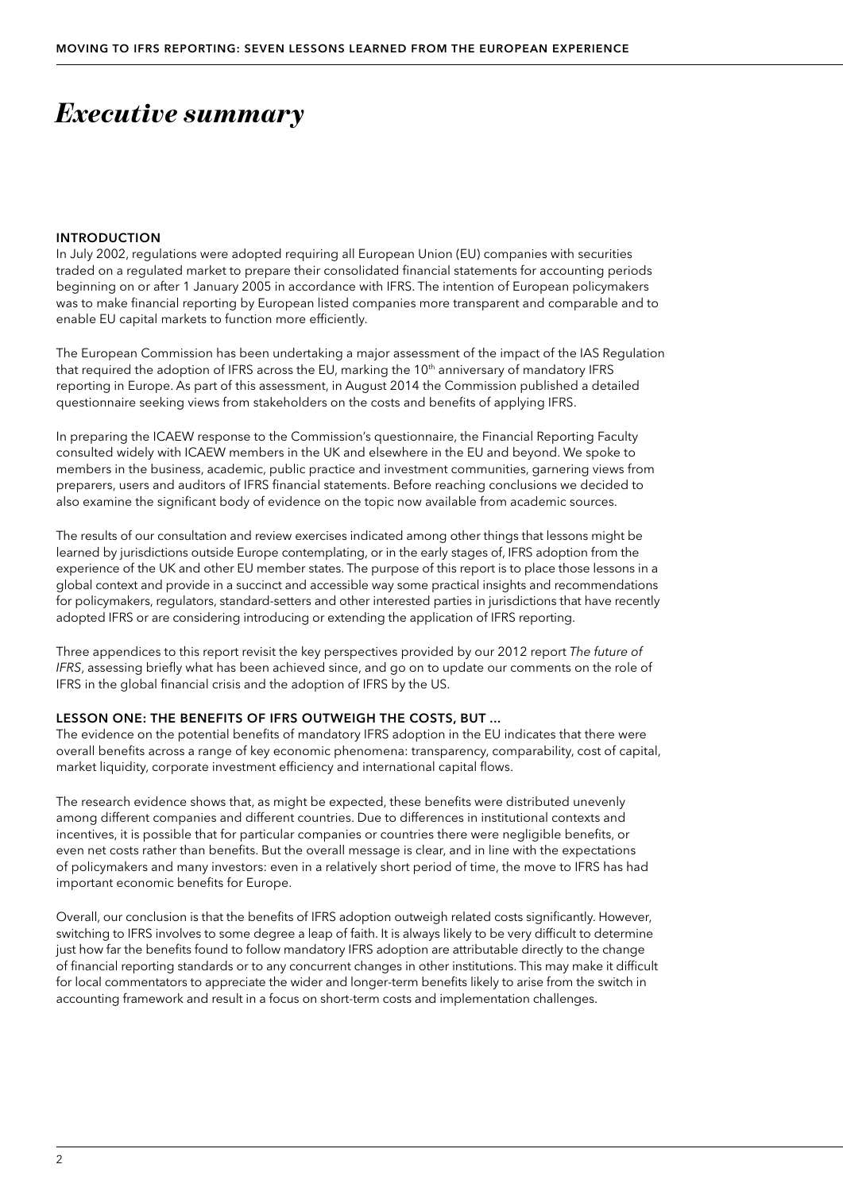# *Executive summary*

## INTRODUCTION

In July 2002, regulations were adopted requiring all European Union (EU) companies with securities traded on a regulated market to prepare their consolidated financial statements for accounting periods beginning on or after 1 January 2005 in accordance with IFRS. The intention of European policymakers was to make financial reporting by European listed companies more transparent and comparable and to enable EU capital markets to function more efficiently.

The European Commission has been undertaking a major assessment of the impact of the IAS Regulation that required the adoption of IFRS across the EU, marking the 10th anniversary of mandatory IFRS reporting in Europe. As part of this assessment, in August 2014 the Commission published a detailed questionnaire seeking views from stakeholders on the costs and benefits of applying IFRS.

In preparing the ICAEW response to the Commission's questionnaire, the Financial Reporting Faculty consulted widely with ICAEW members in the UK and elsewhere in the EU and beyond. We spoke to members in the business, academic, public practice and investment communities, garnering views from preparers, users and auditors of IFRS financial statements. Before reaching conclusions we decided to also examine the significant body of evidence on the topic now available from academic sources.

The results of our consultation and review exercises indicated among other things that lessons might be learned by jurisdictions outside Europe contemplating, or in the early stages of, IFRS adoption from the experience of the UK and other EU member states. The purpose of this report is to place those lessons in a global context and provide in a succinct and accessible way some practical insights and recommendations for policymakers, regulators, standard-setters and other interested parties in jurisdictions that have recently adopted IFRS or are considering introducing or extending the application of IFRS reporting.

Three appendices to this report revisit the key perspectives provided by our 2012 report *The future of IFRS*, assessing briefly what has been achieved since, and go on to update our comments on the role of IFRS in the global financial crisis and the adoption of IFRS by the US.

## LESSON ONE: THE BENEFITS OF IFRS OUTWEIGH THE COSTS, BUT ...

The evidence on the potential benefits of mandatory IFRS adoption in the EU indicates that there were overall benefits across a range of key economic phenomena: transparency, comparability, cost of capital, market liquidity, corporate investment efficiency and international capital flows.

The research evidence shows that, as might be expected, these benefits were distributed unevenly among different companies and different countries. Due to differences in institutional contexts and incentives, it is possible that for particular companies or countries there were negligible benefits, or even net costs rather than benefits. But the overall message is clear, and in line with the expectations of policymakers and many investors: even in a relatively short period of time, the move to IFRS has had important economic benefits for Europe.

Overall, our conclusion is that the benefits of IFRS adoption outweigh related costs significantly. However, switching to IFRS involves to some degree a leap of faith. It is always likely to be very difficult to determine just how far the benefits found to follow mandatory IFRS adoption are attributable directly to the change of financial reporting standards or to any concurrent changes in other institutions. This may make it difficult for local commentators to appreciate the wider and longer-term benefits likely to arise from the switch in accounting framework and result in a focus on short-term costs and implementation challenges.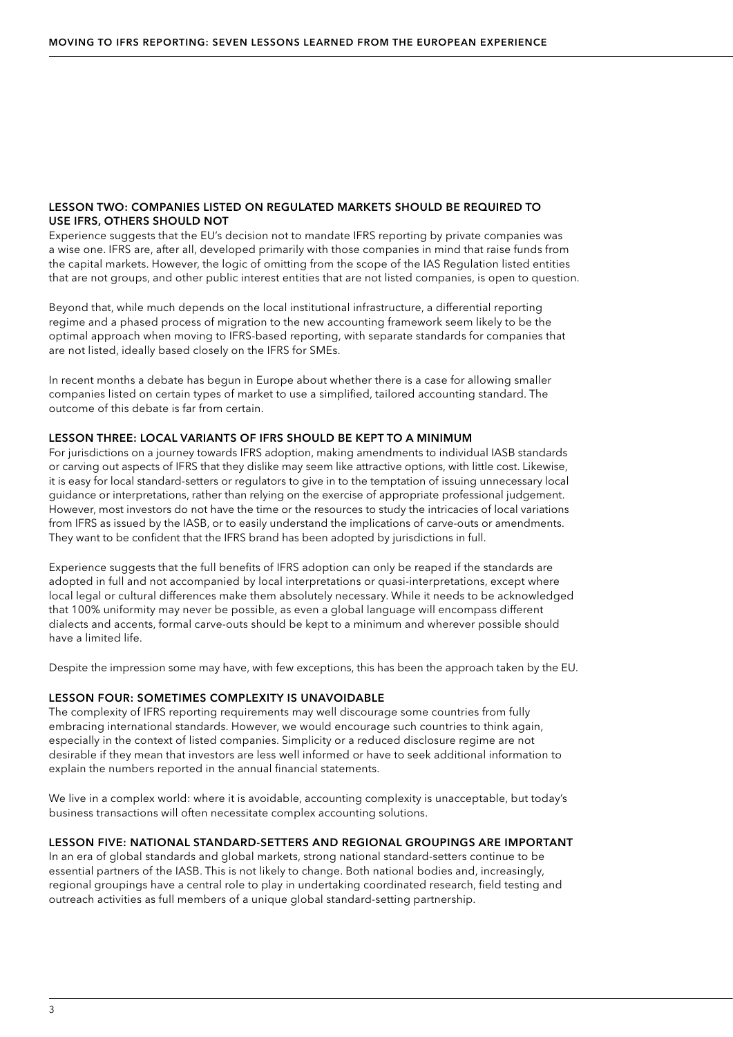## LESSON TWO: COMPANIES LISTED ON REGULATED MARKETS SHOULD BE REQUIRED TO USE IFRS, OTHERS SHOULD NOT

Experience suggests that the EU's decision not to mandate IFRS reporting by private companies was a wise one. IFRS are, after all, developed primarily with those companies in mind that raise funds from the capital markets. However, the logic of omitting from the scope of the IAS Regulation listed entities that are not groups, and other public interest entities that are not listed companies, is open to question.

Beyond that, while much depends on the local institutional infrastructure, a differential reporting regime and a phased process of migration to the new accounting framework seem likely to be the optimal approach when moving to IFRS-based reporting, with separate standards for companies that are not listed, ideally based closely on the IFRS for SMEs.

In recent months a debate has begun in Europe about whether there is a case for allowing smaller companies listed on certain types of market to use a simplified, tailored accounting standard. The outcome of this debate is far from certain.

## LESSON THREE: LOCAL VARIANTS OF IFRS SHOULD BE KEPT TO A MINIMUM

For jurisdictions on a journey towards IFRS adoption, making amendments to individual IASB standards or carving out aspects of IFRS that they dislike may seem like attractive options, with little cost. Likewise, it is easy for local standard-setters or regulators to give in to the temptation of issuing unnecessary local guidance or interpretations, rather than relying on the exercise of appropriate professional judgement. However, most investors do not have the time or the resources to study the intricacies of local variations from IFRS as issued by the IASB, or to easily understand the implications of carve-outs or amendments. They want to be confident that the IFRS brand has been adopted by jurisdictions in full.

Experience suggests that the full benefits of IFRS adoption can only be reaped if the standards are adopted in full and not accompanied by local interpretations or quasi-interpretations, except where local legal or cultural differences make them absolutely necessary. While it needs to be acknowledged that 100% uniformity may never be possible, as even a global language will encompass different dialects and accents, formal carve-outs should be kept to a minimum and wherever possible should have a limited life.

Despite the impression some may have, with few exceptions, this has been the approach taken by the EU.

## LESSON FOUR: SOMETIMES COMPLEXITY IS UNAVOIDABLE

The complexity of IFRS reporting requirements may well discourage some countries from fully embracing international standards. However, we would encourage such countries to think again, especially in the context of listed companies. Simplicity or a reduced disclosure regime are not desirable if they mean that investors are less well informed or have to seek additional information to explain the numbers reported in the annual financial statements.

We live in a complex world: where it is avoidable, accounting complexity is unacceptable, but today's business transactions will often necessitate complex accounting solutions.

## LESSON FIVE: NATIONAL STANDARD-SETTERS AND REGIONAL GROUPINGS ARE IMPORTANT

In an era of global standards and global markets, strong national standard-setters continue to be essential partners of the IASB. This is not likely to change. Both national bodies and, increasingly, regional groupings have a central role to play in undertaking coordinated research, field testing and outreach activities as full members of a unique global standard-setting partnership.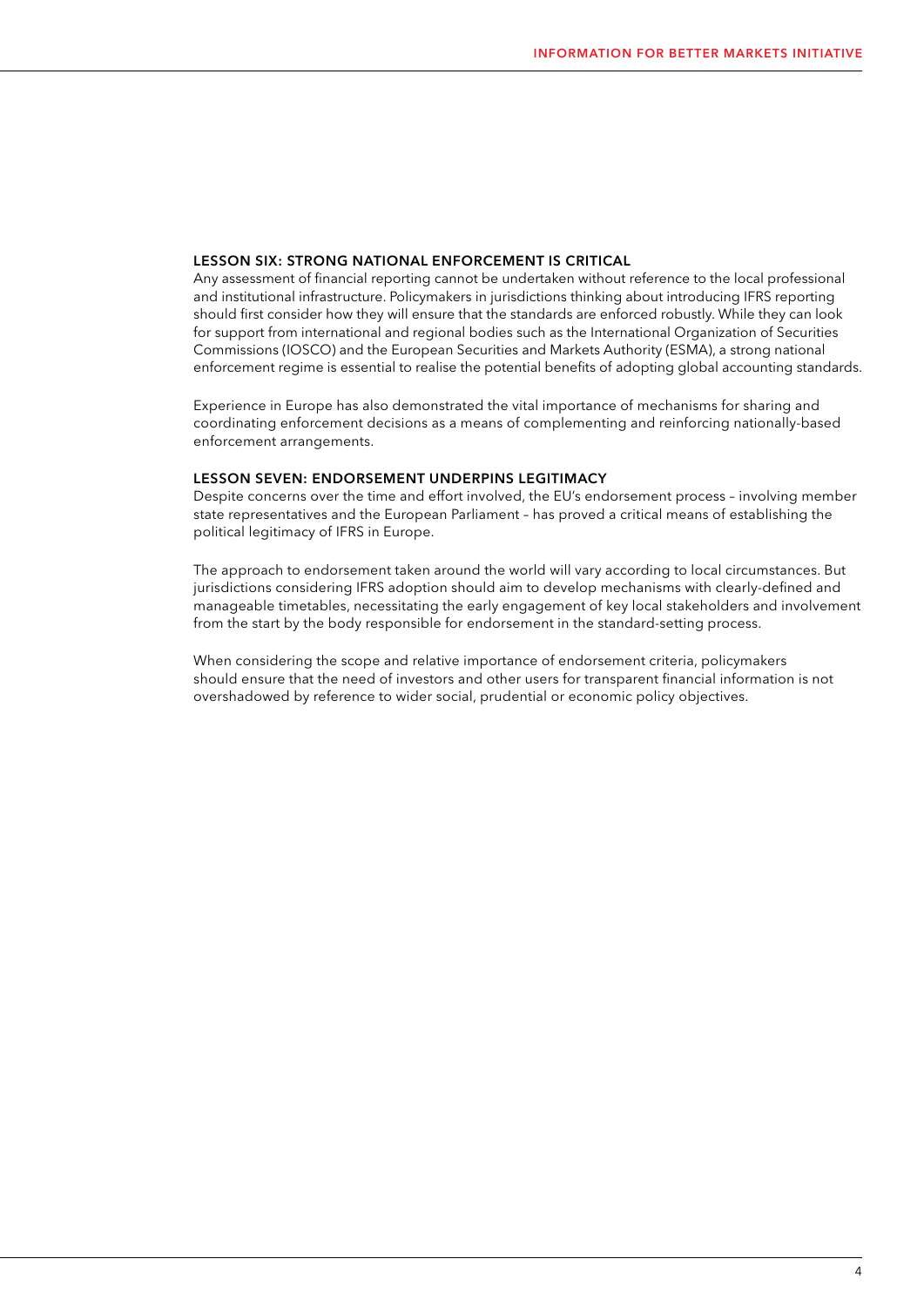### LESSON SIX: STRONG NATIONAL ENFORCEMENT IS CRITICAL

Any assessment of financial reporting cannot be undertaken without reference to the local professional and institutional infrastructure. Policymakers in jurisdictions thinking about introducing IFRS reporting should first consider how they will ensure that the standards are enforced robustly. While they can look for support from international and regional bodies such as the International Organization of Securities Commissions (IOSCO) and the European Securities and Markets Authority (ESMA), a strong national enforcement regime is essential to realise the potential benefits of adopting global accounting standards.

Experience in Europe has also demonstrated the vital importance of mechanisms for sharing and coordinating enforcement decisions as a means of complementing and reinforcing nationally-based enforcement arrangements.

### LESSON SEVEN: ENDORSEMENT UNDERPINS LEGITIMACY

Despite concerns over the time and effort involved, the EU's endorsement process – involving member state representatives and the European Parliament – has proved a critical means of establishing the political legitimacy of IFRS in Europe.

The approach to endorsement taken around the world will vary according to local circumstances. But jurisdictions considering IFRS adoption should aim to develop mechanisms with clearly-defined and manageable timetables, necessitating the early engagement of key local stakeholders and involvement from the start by the body responsible for endorsement in the standard-setting process.

When considering the scope and relative importance of endorsement criteria, policymakers should ensure that the need of investors and other users for transparent financial information is not overshadowed by reference to wider social, prudential or economic policy objectives.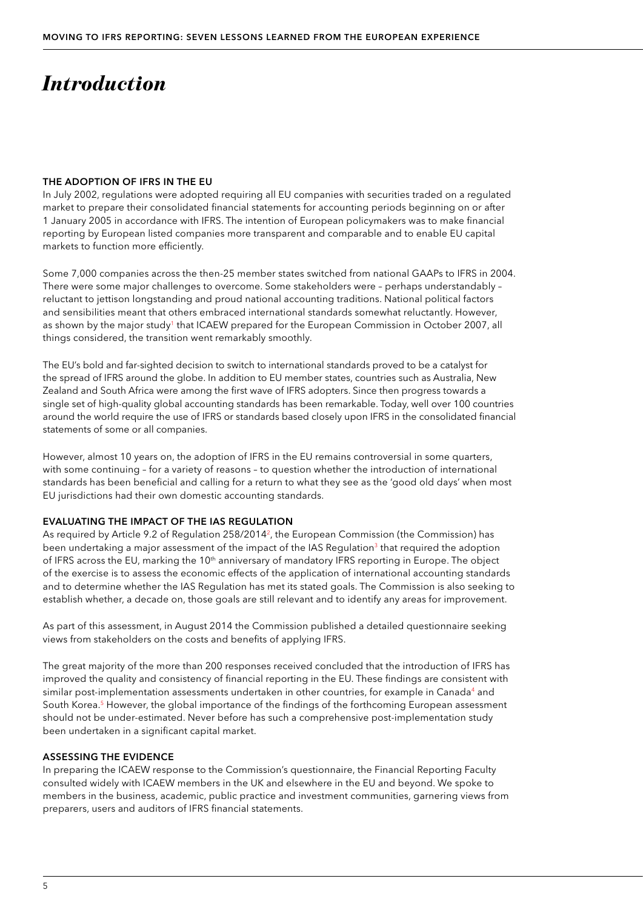# *Introduction*

## THE ADOPTION OF IFRS IN THE EU

In July 2002, regulations were adopted requiring all EU companies with securities traded on a regulated market to prepare their consolidated financial statements for accounting periods beginning on or after 1 January 2005 in accordance with IFRS. The intention of European policymakers was to make financial reporting by European listed companies more transparent and comparable and to enable EU capital markets to function more efficiently.

Some 7,000 companies across the then-25 member states switched from national GAAPs to IFRS in 2004. There were some major challenges to overcome. Some stakeholders were – perhaps understandably – reluctant to jettison longstanding and proud national accounting traditions. National political factors and sensibilities meant that others embraced international standards somewhat reluctantly. However, as shown by the major study[1] that ICAEW prepared for the European Commission in October 2007, all things considered, the transition went remarkably smoothly.

The EU's bold and far-sighted decision to switch to international standards proved to be a catalyst for the spread of IFRS around the globe. In addition to EU member states, countries such as Australia, New Zealand and South Africa were among the first wave of IFRS adopters. Since then progress towards a single set of high-quality global accounting standards has been remarkable. Today, well over 100 countries around the world require the use of IFRS or standards based closely upon IFRS in the consolidated financial statements of some or all companies.

However, almost 10 years on, the adoption of IFRS in the EU remains controversial in some quarters, with some continuing – for a variety of reasons – to question whether the introduction of international standards has been beneficial and calling for a return to what they see as the 'good old days' when most EU jurisdictions had their own domestic accounting standards.

## EVALUATING THE IMPACT OF THE IAS REGULATION

As required by Article 9.2 of Regulation 258/2014[2], the European Commission (the Commission) has been undertaking a major assessment of the impact of the IAS Regulation[3] that required the adoption of IFRS across the EU, marking the 10th anniversary of mandatory IFRS reporting in Europe. The object of the exercise is to assess the economic effects of the application of international accounting standards and to determine whether the IAS Regulation has met its stated goals. The Commission is also seeking to establish whether, a decade on, those goals are still relevant and to identify any areas for improvement.

As part of this assessment, in August 2014 the Commission published a detailed questionnaire seeking views from stakeholders on the costs and benefits of applying IFRS.

The great majority of the more than 200 responses received concluded that the introduction of IFRS has improved the quality and consistency of financial reporting in the EU. These findings are consistent with similar post-implementation assessments undertaken in other countries, for example in Canada[4] and South Korea.[5] However, the global importance of the findings of the forthcoming European assessment should not be under-estimated. Never before has such a comprehensive post-implementation study been undertaken in a significant capital market.

## ASSESSING THE EVIDENCE

In preparing the ICAEW response to the Commission's questionnaire, the Financial Reporting Faculty consulted widely with ICAEW members in the UK and elsewhere in the EU and beyond. We spoke to members in the business, academic, public practice and investment communities, garnering views from preparers, users and auditors of IFRS financial statements.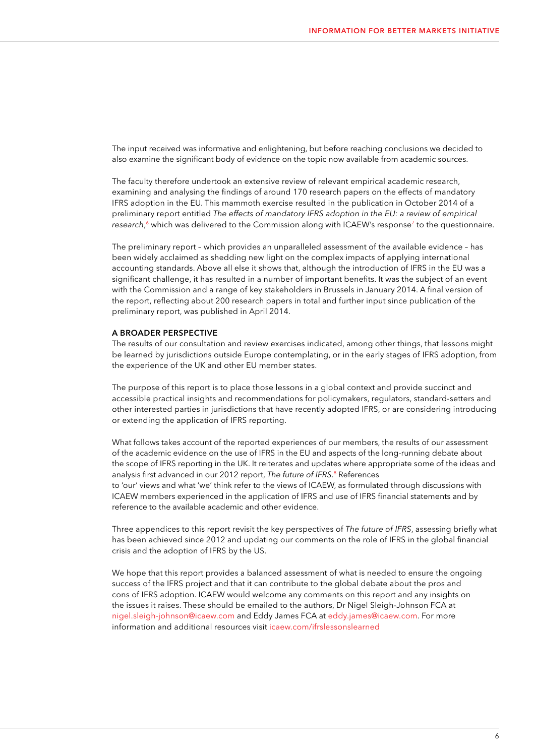The input received was informative and enlightening, but before reaching conclusions we decided to also examine the significant body of evidence on the topic now available from academic sources.

The faculty therefore undertook an extensive review of relevant empirical academic research, examining and analysing the findings of around 170 research papers on the effects of mandatory IFRS adoption in the EU. This mammoth exercise resulted in the publication in October 2014 of a preliminary report entitled *The effects of mandatory IFRS adoption in the EU: a review of empirical research*,[6] which was delivered to the Commission along with ICAEW's response[7] to the questionnaire.

The preliminary report – which provides an unparalleled assessment of the available evidence – has been widely acclaimed as shedding new light on the complex impacts of applying international accounting standards. Above all else it shows that, although the introduction of IFRS in the EU was a significant challenge, it has resulted in a number of important benefits. It was the subject of an event with the Commission and a range of key stakeholders in Brussels in January 2014. A final version of the report, reflecting about 200 research papers in total and further input since publication of the preliminary report, was published in April 2014.

## A BROADER PERSPECTIVE

The results of our consultation and review exercises indicated, among other things, that lessons might be learned by jurisdictions outside Europe contemplating, or in the early stages of IFRS adoption, from the experience of the UK and other EU member states.

The purpose of this report is to place those lessons in a global context and provide succinct and accessible practical insights and recommendations for policymakers, regulators, standard-setters and other interested parties in jurisdictions that have recently adopted IFRS, or are considering introducing or extending the application of IFRS reporting.

What follows takes account of the reported experiences of our members, the results of our assessment of the academic evidence on the use of IFRS in the EU and aspects of the long-running debate about the scope of IFRS reporting in the UK. It reiterates and updates where appropriate some of the ideas and analysis first advanced in our 2012 report, *The future of IFRS*.[8] References to 'our' views and what 'we' think refer to the views of ICAEW, as formulated through discussions with ICAEW members experienced in the application of IFRS and use of IFRS financial statements and by reference to the available academic and other evidence.

Three appendices to this report revisit the key perspectives of *The future of IFRS*, assessing briefly what has been achieved since 2012 and updating our comments on the role of IFRS in the global financial crisis and the adoption of IFRS by the US.

We hope that this report provides a balanced assessment of what is needed to ensure the ongoing success of the IFRS project and that it can contribute to the global debate about the pros and cons of IFRS adoption. ICAEW would welcome any comments on this report and any insights on the issues it raises. These should be emailed to the authors, Dr Nigel Sleigh-Johnson FCA at nigel.sleigh-johnson@icaew.com and Eddy James FCA at eddy.james@icaew.com. For more information and additional resources visit icaew.com/ifrslessonslearned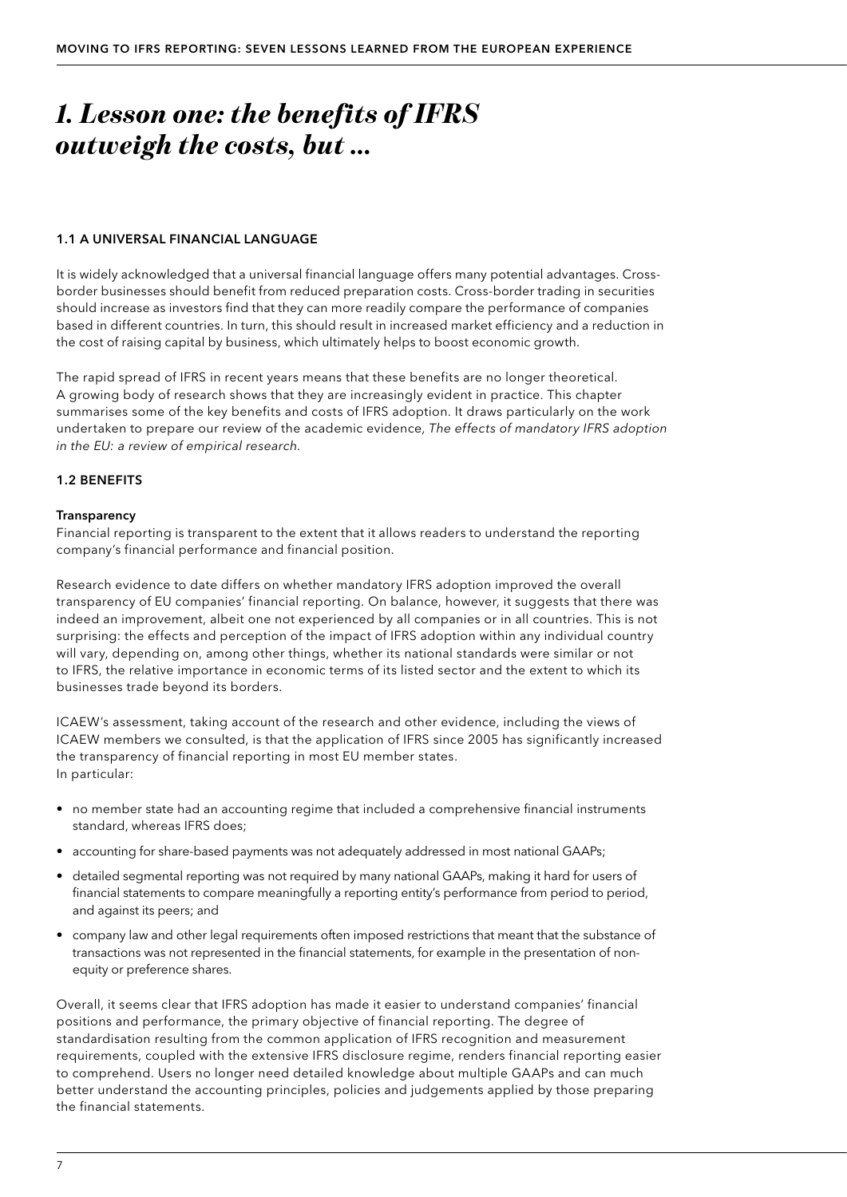# *1. Lesson one: the benefits of IFRS outweigh the costs, but …*

### 1.1 A UNIVERSAL FINANCIAL LANGUAGE

It is widely acknowledged that a universal financial language offers many potential advantages. Cross-border businesses should benefit from reduced preparation costs. Cross-border trading in securities should increase as investors find that they can more readily compare the performance of companies based in different countries. In turn, this should result in increased market efficiency and a reduction in the cost of raising capital by business, which ultimately helps to boost economic growth.

The rapid spread of IFRS in recent years means that these benefits are no longer theoretical. A growing body of research shows that they are increasingly evident in practice. This chapter summarises some of the key benefits and costs of IFRS adoption. It draws particularly on the work undertaken to prepare our review of the academic evidence, *The effects of mandatory IFRS adoption in the EU: a review of empirical research.*

### 1.2 BENEFITS

**Transparency**

Financial reporting is transparent to the extent that it allows readers to understand the reporting company's financial performance and financial position.

Research evidence to date differs on whether mandatory IFRS adoption improved the overall transparency of EU companies' financial reporting. On balance, however, it suggests that there was indeed an improvement, albeit one not experienced by all companies or in all countries. This is not surprising: the effects and perception of the impact of IFRS adoption within any individual country will vary, depending on, among other things, whether its national standards were similar or not to IFRS, the relative importance in economic terms of its listed sector and the extent to which its businesses trade beyond its borders.

ICAEW's assessment, taking account of the research and other evidence, including the views of ICAEW members we consulted, is that the application of IFRS since 2005 has significantly increased the transparency of financial reporting in most EU member states.
In particular:

- no member state had an accounting regime that included a comprehensive financial instruments standard, whereas IFRS does;
- accounting for share-based payments was not adequately addressed in most national GAAPs;
- detailed segmental reporting was not required by many national GAAPs, making it hard for users of financial statements to compare meaningfully a reporting entity's performance from period to period, and against its peers; and
- company law and other legal requirements often imposed restrictions that meant that the substance of transactions was not represented in the financial statements, for example in the presentation of non-equity or preference shares.

Overall, it seems clear that IFRS adoption has made it easier to understand companies' financial positions and performance, the primary objective of financial reporting. The degree of standardisation resulting from the common application of IFRS recognition and measurement requirements, coupled with the extensive IFRS disclosure regime, renders financial reporting easier to comprehend. Users no longer need detailed knowledge about multiple GAAPs and can much better understand the accounting principles, policies and judgements applied by those preparing the financial statements.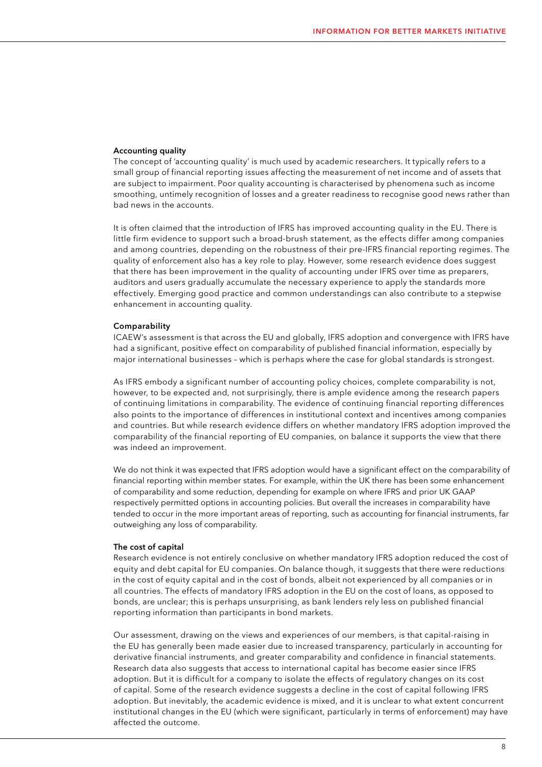### Accounting quality

The concept of 'accounting quality' is much used by academic researchers. It typically refers to a small group of financial reporting issues affecting the measurement of net income and of assets that are subject to impairment. Poor quality accounting is characterised by phenomena such as income smoothing, untimely recognition of losses and a greater readiness to recognise good news rather than bad news in the accounts.

It is often claimed that the introduction of IFRS has improved accounting quality in the EU. There is little firm evidence to support such a broad-brush statement, as the effects differ among companies and among countries, depending on the robustness of their pre-IFRS financial reporting regimes. The quality of enforcement also has a key role to play. However, some research evidence does suggest that there has been improvement in the quality of accounting under IFRS over time as preparers, auditors and users gradually accumulate the necessary experience to apply the standards more effectively. Emerging good practice and common understandings can also contribute to a stepwise enhancement in accounting quality.

### Comparability

ICAEW's assessment is that across the EU and globally, IFRS adoption and convergence with IFRS have had a significant, positive effect on comparability of published financial information, especially by major international businesses – which is perhaps where the case for global standards is strongest.

As IFRS embody a significant number of accounting policy choices, complete comparability is not, however, to be expected and, not surprisingly, there is ample evidence among the research papers of continuing limitations in comparability. The evidence of continuing financial reporting differences also points to the importance of differences in institutional context and incentives among companies and countries. But while research evidence differs on whether mandatory IFRS adoption improved the comparability of the financial reporting of EU companies, on balance it supports the view that there was indeed an improvement.

We do not think it was expected that IFRS adoption would have a significant effect on the comparability of financial reporting within member states. For example, within the UK there has been some enhancement of comparability and some reduction, depending for example on where IFRS and prior UK GAAP respectively permitted options in accounting policies. But overall the increases in comparability have tended to occur in the more important areas of reporting, such as accounting for financial instruments, far outweighing any loss of comparability.

### The cost of capital

Research evidence is not entirely conclusive on whether mandatory IFRS adoption reduced the cost of equity and debt capital for EU companies. On balance though, it suggests that there were reductions in the cost of equity capital and in the cost of bonds, albeit not experienced by all companies or in all countries. The effects of mandatory IFRS adoption in the EU on the cost of loans, as opposed to bonds, are unclear; this is perhaps unsurprising, as bank lenders rely less on published financial reporting information than participants in bond markets.

Our assessment, drawing on the views and experiences of our members, is that capital-raising in the EU has generally been made easier due to increased transparency, particularly in accounting for derivative financial instruments, and greater comparability and confidence in financial statements. Research data also suggests that access to international capital has become easier since IFRS adoption. But it is difficult for a company to isolate the effects of regulatory changes on its cost of capital. Some of the research evidence suggests a decline in the cost of capital following IFRS adoption. But inevitably, the academic evidence is mixed, and it is unclear to what extent concurrent institutional changes in the EU (which were significant, particularly in terms of enforcement) may have affected the outcome.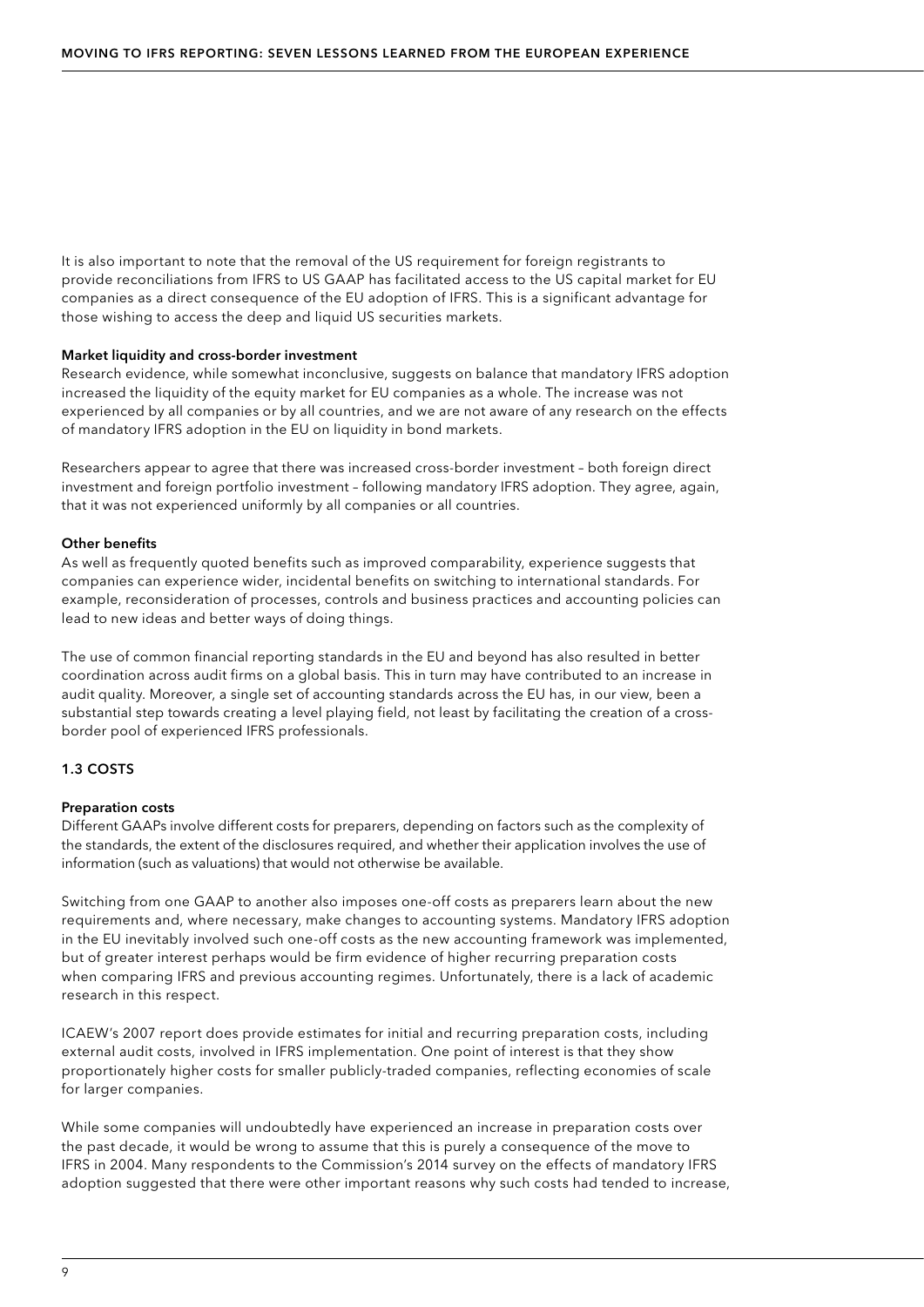It is also important to note that the removal of the US requirement for foreign registrants to provide reconciliations from IFRS to US GAAP has facilitated access to the US capital market for EU companies as a direct consequence of the EU adoption of IFRS. This is a significant advantage for those wishing to access the deep and liquid US securities markets.

**Market liquidity and cross-border investment**

Research evidence, while somewhat inconclusive, suggests on balance that mandatory IFRS adoption increased the liquidity of the equity market for EU companies as a whole. The increase was not experienced by all companies or by all countries, and we are not aware of any research on the effects of mandatory IFRS adoption in the EU on liquidity in bond markets.

Researchers appear to agree that there was increased cross-border investment – both foreign direct investment and foreign portfolio investment – following mandatory IFRS adoption. They agree, again, that it was not experienced uniformly by all companies or all countries.

**Other benefits**

As well as frequently quoted benefits such as improved comparability, experience suggests that companies can experience wider, incidental benefits on switching to international standards. For example, reconsideration of processes, controls and business practices and accounting policies can lead to new ideas and better ways of doing things.

The use of common financial reporting standards in the EU and beyond has also resulted in better coordination across audit firms on a global basis. This in turn may have contributed to an increase in audit quality. Moreover, a single set of accounting standards across the EU has, in our view, been a substantial step towards creating a level playing field, not least by facilitating the creation of a cross-border pool of experienced IFRS professionals.

### 1.3 COSTS

**Preparation costs**

Different GAAPs involve different costs for preparers, depending on factors such as the complexity of the standards, the extent of the disclosures required, and whether their application involves the use of information (such as valuations) that would not otherwise be available.

Switching from one GAAP to another also imposes one-off costs as preparers learn about the new requirements and, where necessary, make changes to accounting systems. Mandatory IFRS adoption in the EU inevitably involved such one-off costs as the new accounting framework was implemented, but of greater interest perhaps would be firm evidence of higher recurring preparation costs when comparing IFRS and previous accounting regimes. Unfortunately, there is a lack of academic research in this respect.

ICAEW's 2007 report does provide estimates for initial and recurring preparation costs, including external audit costs, involved in IFRS implementation. One point of interest is that they show proportionately higher costs for smaller publicly-traded companies, reflecting economies of scale for larger companies.

While some companies will undoubtedly have experienced an increase in preparation costs over the past decade, it would be wrong to assume that this is purely a consequence of the move to IFRS in 2004. Many respondents to the Commission's 2014 survey on the effects of mandatory IFRS adoption suggested that there were other important reasons why such costs had tended to increase,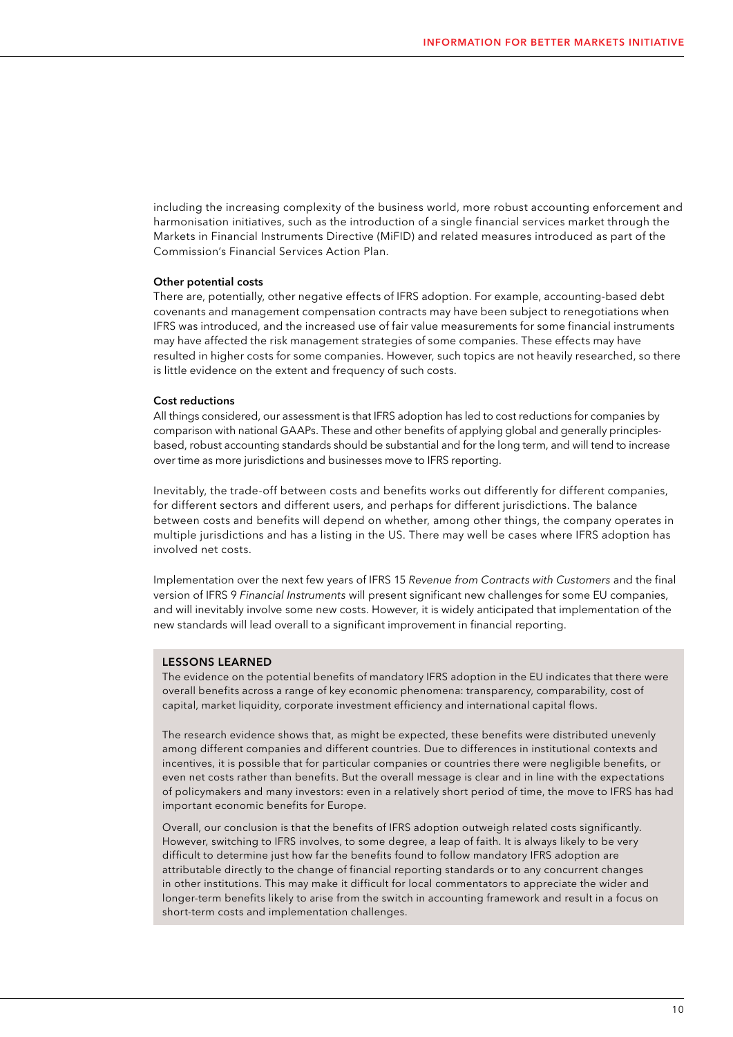including the increasing complexity of the business world, more robust accounting enforcement and harmonisation initiatives, such as the introduction of a single financial services market through the Markets in Financial Instruments Directive (MiFID) and related measures introduced as part of the Commission's Financial Services Action Plan.

**Other potential costs**

There are, potentially, other negative effects of IFRS adoption. For example, accounting-based debt covenants and management compensation contracts may have been subject to renegotiations when IFRS was introduced, and the increased use of fair value measurements for some financial instruments may have affected the risk management strategies of some companies. These effects may have resulted in higher costs for some companies. However, such topics are not heavily researched, so there is little evidence on the extent and frequency of such costs.

**Cost reductions**

All things considered, our assessment is that IFRS adoption has led to cost reductions for companies by comparison with national GAAPs. These and other benefits of applying global and generally principles-based, robust accounting standards should be substantial and for the long term, and will tend to increase over time as more jurisdictions and businesses move to IFRS reporting.

Inevitably, the trade-off between costs and benefits works out differently for different companies, for different sectors and different users, and perhaps for different jurisdictions. The balance between costs and benefits will depend on whether, among other things, the company operates in multiple jurisdictions and has a listing in the US. There may well be cases where IFRS adoption has involved net costs.

Implementation over the next few years of IFRS 15 *Revenue from Contracts with Customers* and the final version of IFRS 9 *Financial Instruments* will present significant new challenges for some EU companies, and will inevitably involve some new costs. However, it is widely anticipated that implementation of the new standards will lead overall to a significant improvement in financial reporting.

**LESSONS LEARNED**

The evidence on the potential benefits of mandatory IFRS adoption in the EU indicates that there were overall benefits across a range of key economic phenomena: transparency, comparability, cost of capital, market liquidity, corporate investment efficiency and international capital flows.

The research evidence shows that, as might be expected, these benefits were distributed unevenly among different companies and different countries. Due to differences in institutional contexts and incentives, it is possible that for particular companies or countries there were negligible benefits, or even net costs rather than benefits. But the overall message is clear and in line with the expectations of policymakers and many investors: even in a relatively short period of time, the move to IFRS has had important economic benefits for Europe.

Overall, our conclusion is that the benefits of IFRS adoption outweigh related costs significantly. However, switching to IFRS involves, to some degree, a leap of faith. It is always likely to be very difficult to determine just how far the benefits found to follow mandatory IFRS adoption are attributable directly to the change of financial reporting standards or to any concurrent changes in other institutions. This may make it difficult for local commentators to appreciate the wider and longer-term benefits likely to arise from the switch in accounting framework and result in a focus on short-term costs and implementation challenges.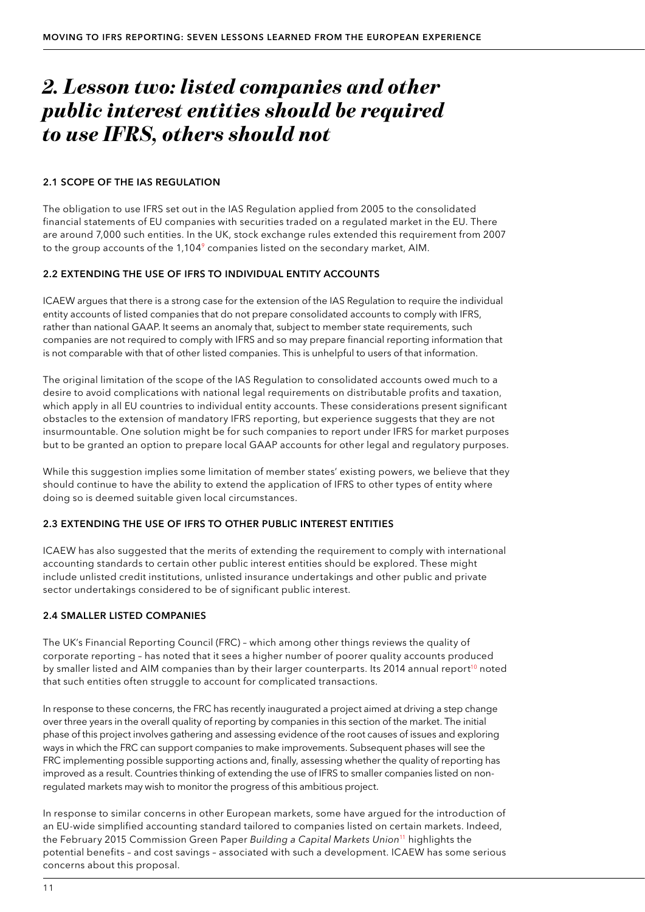# *2. Lesson two: listed companies and other public interest entities should be required to use IFRS, others should not*

## 2.1 SCOPE OF THE IAS REGULATION

The obligation to use IFRS set out in the IAS Regulation applied from 2005 to the consolidated financial statements of EU companies with securities traded on a regulated market in the EU. There are around 7,000 such entities. In the UK, stock exchange rules extended this requirement from 2007 to the group accounts of the 1,104[9] companies listed on the secondary market, AIM.

## 2.2 EXTENDING THE USE OF IFRS TO INDIVIDUAL ENTITY ACCOUNTS

ICAEW argues that there is a strong case for the extension of the IAS Regulation to require the individual entity accounts of listed companies that do not prepare consolidated accounts to comply with IFRS, rather than national GAAP. It seems an anomaly that, subject to member state requirements, such companies are not required to comply with IFRS and so may prepare financial reporting information that is not comparable with that of other listed companies. This is unhelpful to users of that information.

The original limitation of the scope of the IAS Regulation to consolidated accounts owed much to a desire to avoid complications with national legal requirements on distributable profits and taxation, which apply in all EU countries to individual entity accounts. These considerations present significant obstacles to the extension of mandatory IFRS reporting, but experience suggests that they are not insurmountable. One solution might be for such companies to report under IFRS for market purposes but to be granted an option to prepare local GAAP accounts for other legal and regulatory purposes.

While this suggestion implies some limitation of member states' existing powers, we believe that they should continue to have the ability to extend the application of IFRS to other types of entity where doing so is deemed suitable given local circumstances.

## 2.3 EXTENDING THE USE OF IFRS TO OTHER PUBLIC INTEREST ENTITIES

ICAEW has also suggested that the merits of extending the requirement to comply with international accounting standards to certain other public interest entities should be explored. These might include unlisted credit institutions, unlisted insurance undertakings and other public and private sector undertakings considered to be of significant public interest.

## 2.4 SMALLER LISTED COMPANIES

The UK's Financial Reporting Council (FRC) – which among other things reviews the quality of corporate reporting – has noted that it sees a higher number of poorer quality accounts produced by smaller listed and AIM companies than by their larger counterparts. Its 2014 annual report[10] noted that such entities often struggle to account for complicated transactions.

In response to these concerns, the FRC has recently inaugurated a project aimed at driving a step change over three years in the overall quality of reporting by companies in this section of the market. The initial phase of this project involves gathering and assessing evidence of the root causes of issues and exploring ways in which the FRC can support companies to make improvements. Subsequent phases will see the FRC implementing possible supporting actions and, finally, assessing whether the quality of reporting has improved as a result. Countries thinking of extending the use of IFRS to smaller companies listed on non-regulated markets may wish to monitor the progress of this ambitious project.

In response to similar concerns in other European markets, some have argued for the introduction of an EU-wide simplified accounting standard tailored to companies listed on certain markets. Indeed, the February 2015 Commission Green Paper *Building a Capital Markets Union*[11] highlights the potential benefits – and cost savings – associated with such a development. ICAEW has some serious concerns about this proposal.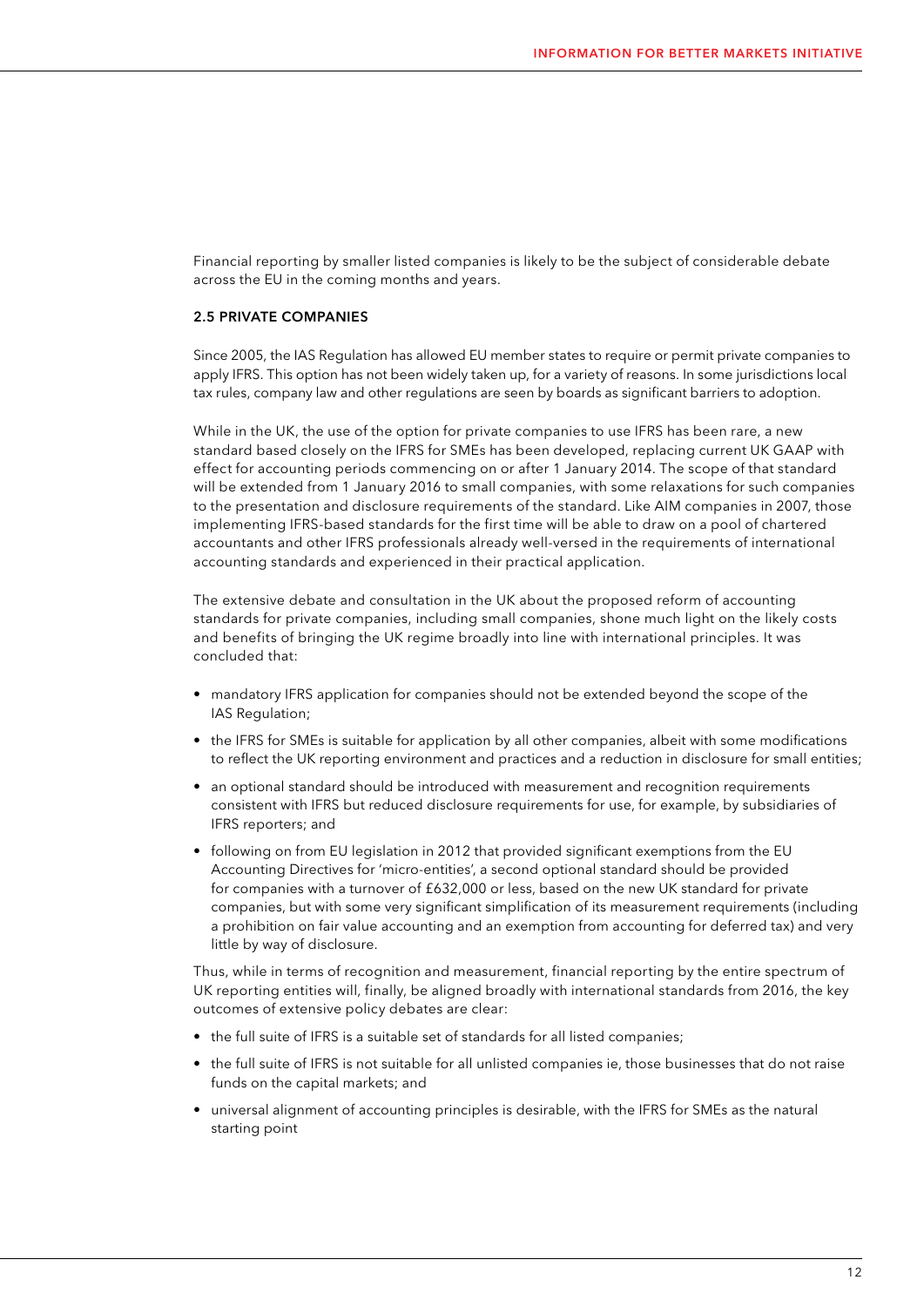Financial reporting by smaller listed companies is likely to be the subject of considerable debate across the EU in the coming months and years.

### 2.5 PRIVATE COMPANIES

Since 2005, the IAS Regulation has allowed EU member states to require or permit private companies to apply IFRS. This option has not been widely taken up, for a variety of reasons. In some jurisdictions local tax rules, company law and other regulations are seen by boards as significant barriers to adoption.

While in the UK, the use of the option for private companies to use IFRS has been rare, a new standard based closely on the IFRS for SMEs has been developed, replacing current UK GAAP with effect for accounting periods commencing on or after 1 January 2014. The scope of that standard will be extended from 1 January 2016 to small companies, with some relaxations for such companies to the presentation and disclosure requirements of the standard. Like AIM companies in 2007, those implementing IFRS-based standards for the first time will be able to draw on a pool of chartered accountants and other IFRS professionals already well-versed in the requirements of international accounting standards and experienced in their practical application.

The extensive debate and consultation in the UK about the proposed reform of accounting standards for private companies, including small companies, shone much light on the likely costs and benefits of bringing the UK regime broadly into line with international principles. It was concluded that:

- mandatory IFRS application for companies should not be extended beyond the scope of the IAS Regulation;
- the IFRS for SMEs is suitable for application by all other companies, albeit with some modifications to reflect the UK reporting environment and practices and a reduction in disclosure for small entities;
- an optional standard should be introduced with measurement and recognition requirements consistent with IFRS but reduced disclosure requirements for use, for example, by subsidiaries of IFRS reporters; and
- following on from EU legislation in 2012 that provided significant exemptions from the EU Accounting Directives for 'micro-entities', a second optional standard should be provided for companies with a turnover of £632,000 or less, based on the new UK standard for private companies, but with some very significant simplification of its measurement requirements (including a prohibition on fair value accounting and an exemption from accounting for deferred tax) and very little by way of disclosure.

Thus, while in terms of recognition and measurement, financial reporting by the entire spectrum of UK reporting entities will, finally, be aligned broadly with international standards from 2016, the key outcomes of extensive policy debates are clear:

- the full suite of IFRS is a suitable set of standards for all listed companies;
- the full suite of IFRS is not suitable for all unlisted companies ie, those businesses that do not raise funds on the capital markets; and
- universal alignment of accounting principles is desirable, with the IFRS for SMEs as the natural starting point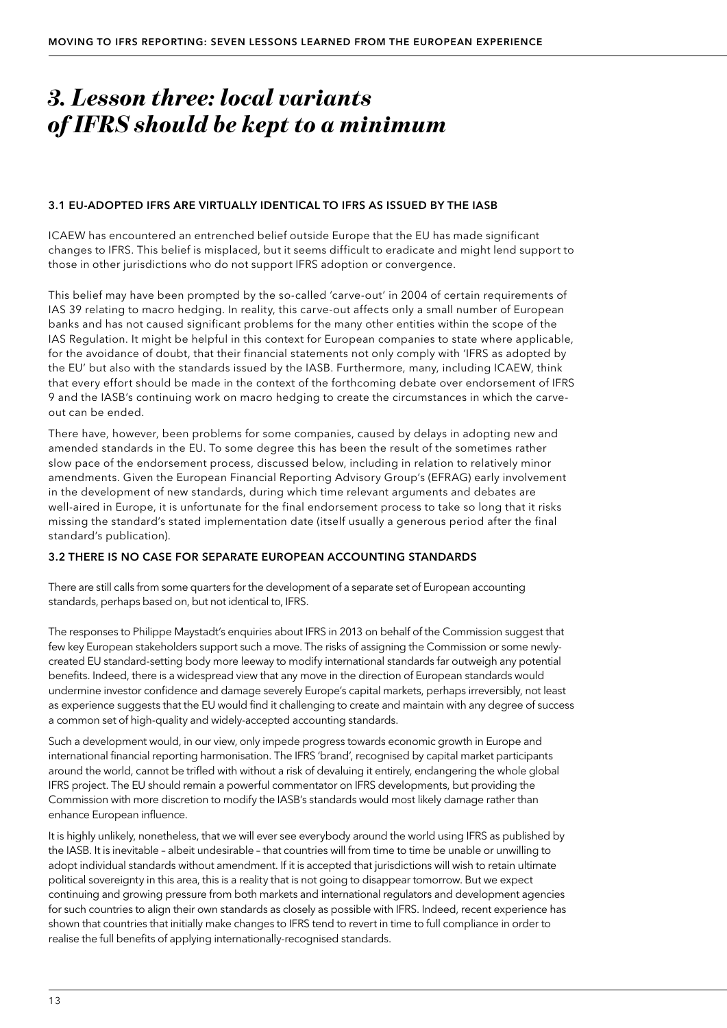# *3. Lesson three: local variants of IFRS should be kept to a minimum*

### 3.1 EU-ADOPTED IFRS ARE VIRTUALLY IDENTICAL TO IFRS AS ISSUED BY THE IASB

ICAEW has encountered an entrenched belief outside Europe that the EU has made significant changes to IFRS. This belief is misplaced, but it seems difficult to eradicate and might lend support to those in other jurisdictions who do not support IFRS adoption or convergence.

This belief may have been prompted by the so-called 'carve-out' in 2004 of certain requirements of IAS 39 relating to macro hedging. In reality, this carve-out affects only a small number of European banks and has not caused significant problems for the many other entities within the scope of the IAS Regulation. It might be helpful in this context for European companies to state where applicable, for the avoidance of doubt, that their financial statements not only comply with 'IFRS as adopted by the EU' but also with the standards issued by the IASB. Furthermore, many, including ICAEW, think that every effort should be made in the context of the forthcoming debate over endorsement of IFRS 9 and the IASB's continuing work on macro hedging to create the circumstances in which the carve-out can be ended.

There have, however, been problems for some companies, caused by delays in adopting new and amended standards in the EU. To some degree this has been the result of the sometimes rather slow pace of the endorsement process, discussed below, including in relation to relatively minor amendments. Given the European Financial Reporting Advisory Group's (EFRAG) early involvement in the development of new standards, during which time relevant arguments and debates are well-aired in Europe, it is unfortunate for the final endorsement process to take so long that it risks missing the standard's stated implementation date (itself usually a generous period after the final standard's publication).

### 3.2 THERE IS NO CASE FOR SEPARATE EUROPEAN ACCOUNTING STANDARDS

There are still calls from some quarters for the development of a separate set of European accounting standards, perhaps based on, but not identical to, IFRS.

The responses to Philippe Maystadt's enquiries about IFRS in 2013 on behalf of the Commission suggest that few key European stakeholders support such a move. The risks of assigning the Commission or some newly-created EU standard-setting body more leeway to modify international standards far outweigh any potential benefits. Indeed, there is a widespread view that any move in the direction of European standards would undermine investor confidence and damage severely Europe's capital markets, perhaps irreversibly, not least as experience suggests that the EU would find it challenging to create and maintain with any degree of success a common set of high-quality and widely-accepted accounting standards.

Such a development would, in our view, only impede progress towards economic growth in Europe and international financial reporting harmonisation. The IFRS 'brand', recognised by capital market participants around the world, cannot be trifled with without a risk of devaluing it entirely, endangering the whole global IFRS project. The EU should remain a powerful commentator on IFRS developments, but providing the Commission with more discretion to modify the IASB's standards would most likely damage rather than enhance European influence.

It is highly unlikely, nonetheless, that we will ever see everybody around the world using IFRS as published by the IASB. It is inevitable – albeit undesirable – that countries will from time to time be unable or unwilling to adopt individual standards without amendment. If it is accepted that jurisdictions will wish to retain ultimate political sovereignty in this area, this is a reality that is not going to disappear tomorrow. But we expect continuing and growing pressure from both markets and international regulators and development agencies for such countries to align their own standards as closely as possible with IFRS. Indeed, recent experience has shown that countries that initially make changes to IFRS tend to revert in time to full compliance in order to realise the full benefits of applying internationally-recognised standards.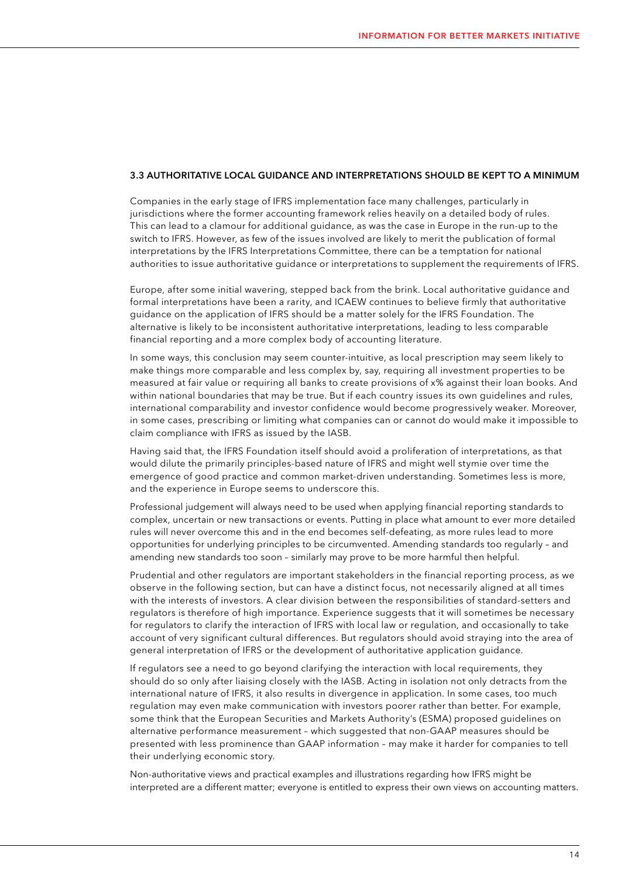### 3.3 AUTHORITATIVE LOCAL GUIDANCE AND INTERPRETATIONS SHOULD BE KEPT TO A MINIMUM

Companies in the early stage of IFRS implementation face many challenges, particularly in jurisdictions where the former accounting framework relies heavily on a detailed body of rules. This can lead to a clamour for additional guidance, as was the case in Europe in the run-up to the switch to IFRS. However, as few of the issues involved are likely to merit the publication of formal interpretations by the IFRS Interpretations Committee, there can be a temptation for national authorities to issue authoritative guidance or interpretations to supplement the requirements of IFRS.

Europe, after some initial wavering, stepped back from the brink. Local authoritative guidance and formal interpretations have been a rarity, and ICAEW continues to believe firmly that authoritative guidance on the application of IFRS should be a matter solely for the IFRS Foundation. The alternative is likely to be inconsistent authoritative interpretations, leading to less comparable financial reporting and a more complex body of accounting literature.

In some ways, this conclusion may seem counter-intuitive, as local prescription may seem likely to make things more comparable and less complex by, say, requiring all investment properties to be measured at fair value or requiring all banks to create provisions of x% against their loan books. And within national boundaries that may be true. But if each country issues its own guidelines and rules, international comparability and investor confidence would become progressively weaker. Moreover, in some cases, prescribing or limiting what companies can or cannot do would make it impossible to claim compliance with IFRS as issued by the IASB.

Having said that, the IFRS Foundation itself should avoid a proliferation of interpretations, as that would dilute the primarily principles-based nature of IFRS and might well stymie over time the emergence of good practice and common market-driven understanding. Sometimes less is more, and the experience in Europe seems to underscore this.

Professional judgement will always need to be used when applying financial reporting standards to complex, uncertain or new transactions or events. Putting in place what amount to ever more detailed rules will never overcome this and in the end becomes self-defeating, as more rules lead to more opportunities for underlying principles to be circumvented. Amending standards too regularly – and amending new standards too soon – similarly may prove to be more harmful then helpful.

Prudential and other regulators are important stakeholders in the financial reporting process, as we observe in the following section, but can have a distinct focus, not necessarily aligned at all times with the interests of investors. A clear division between the responsibilities of standard-setters and regulators is therefore of high importance. Experience suggests that it will sometimes be necessary for regulators to clarify the interaction of IFRS with local law or regulation, and occasionally to take account of very significant cultural differences. But regulators should avoid straying into the area of general interpretation of IFRS or the development of authoritative application guidance.

If regulators see a need to go beyond clarifying the interaction with local requirements, they should do so only after liaising closely with the IASB. Acting in isolation not only detracts from the international nature of IFRS, it also results in divergence in application. In some cases, too much regulation may even make communication with investors poorer rather than better. For example, some think that the European Securities and Markets Authority's (ESMA) proposed guidelines on alternative performance measurement – which suggested that non-GAAP measures should be presented with less prominence than GAAP information – may make it harder for companies to tell their underlying economic story.

Non-authoritative views and practical examples and illustrations regarding how IFRS might be interpreted are a different matter; everyone is entitled to express their own views on accounting matters.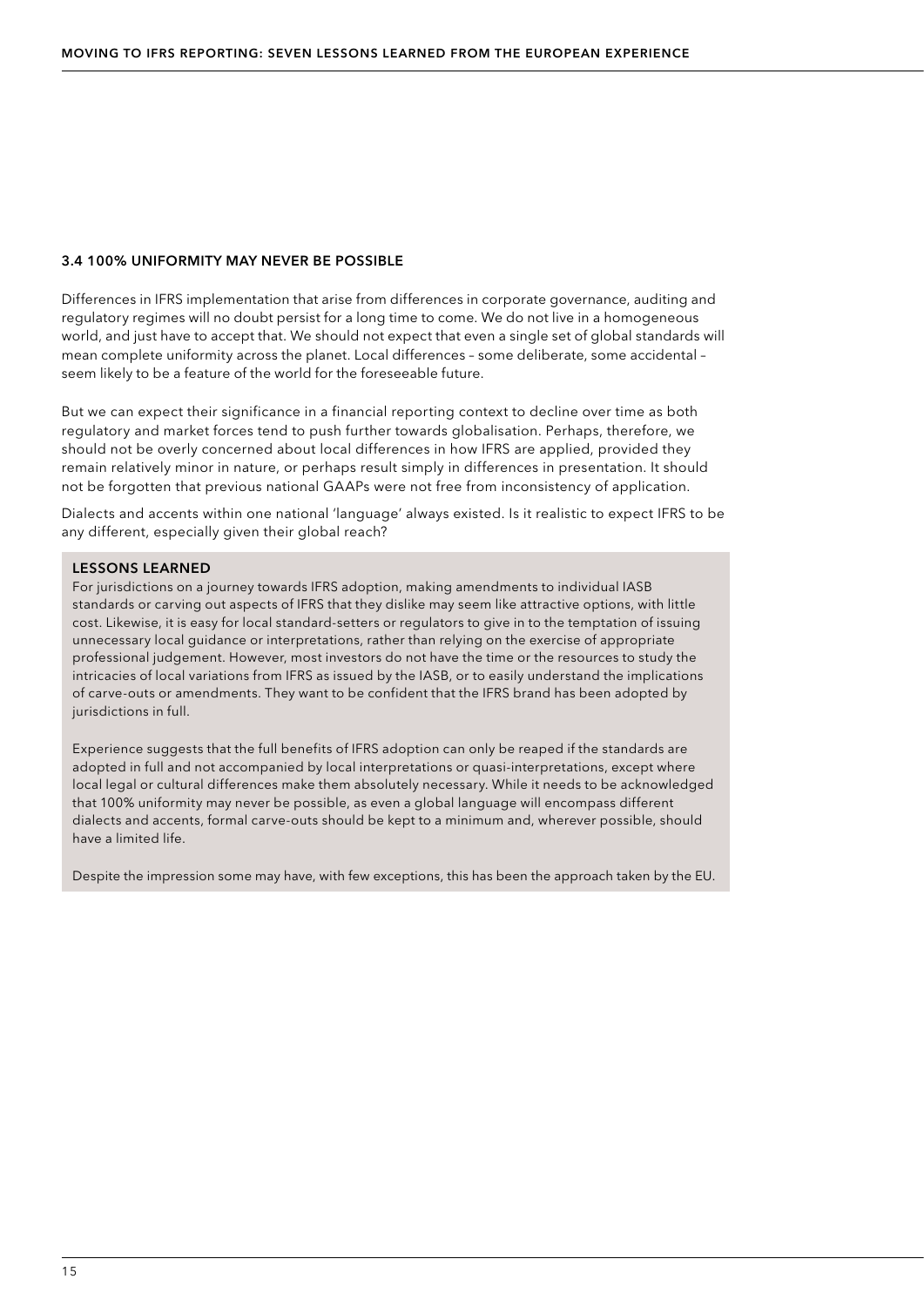### 3.4 100% UNIFORMITY MAY NEVER BE POSSIBLE

Differences in IFRS implementation that arise from differences in corporate governance, auditing and regulatory regimes will no doubt persist for a long time to come. We do not live in a homogeneous world, and just have to accept that. We should not expect that even a single set of global standards will mean complete uniformity across the planet. Local differences – some deliberate, some accidental – seem likely to be a feature of the world for the foreseeable future.

But we can expect their significance in a financial reporting context to decline over time as both regulatory and market forces tend to push further towards globalisation. Perhaps, therefore, we should not be overly concerned about local differences in how IFRS are applied, provided they remain relatively minor in nature, or perhaps result simply in differences in presentation. It should not be forgotten that previous national GAAPs were not free from inconsistency of application.

Dialects and accents within one national 'language' always existed. Is it realistic to expect IFRS to be any different, especially given their global reach?

#### LESSONS LEARNED

For jurisdictions on a journey towards IFRS adoption, making amendments to individual IASB standards or carving out aspects of IFRS that they dislike may seem like attractive options, with little cost. Likewise, it is easy for local standard-setters or regulators to give in to the temptation of issuing unnecessary local guidance or interpretations, rather than relying on the exercise of appropriate professional judgement. However, most investors do not have the time or the resources to study the intricacies of local variations from IFRS as issued by the IASB, or to easily understand the implications of carve-outs or amendments. They want to be confident that the IFRS brand has been adopted by jurisdictions in full.

Experience suggests that the full benefits of IFRS adoption can only be reaped if the standards are adopted in full and not accompanied by local interpretations or quasi-interpretations, except where local legal or cultural differences make them absolutely necessary. While it needs to be acknowledged that 100% uniformity may never be possible, as even a global language will encompass different dialects and accents, formal carve-outs should be kept to a minimum and, wherever possible, should have a limited life.

Despite the impression some may have, with few exceptions, this has been the approach taken by the EU.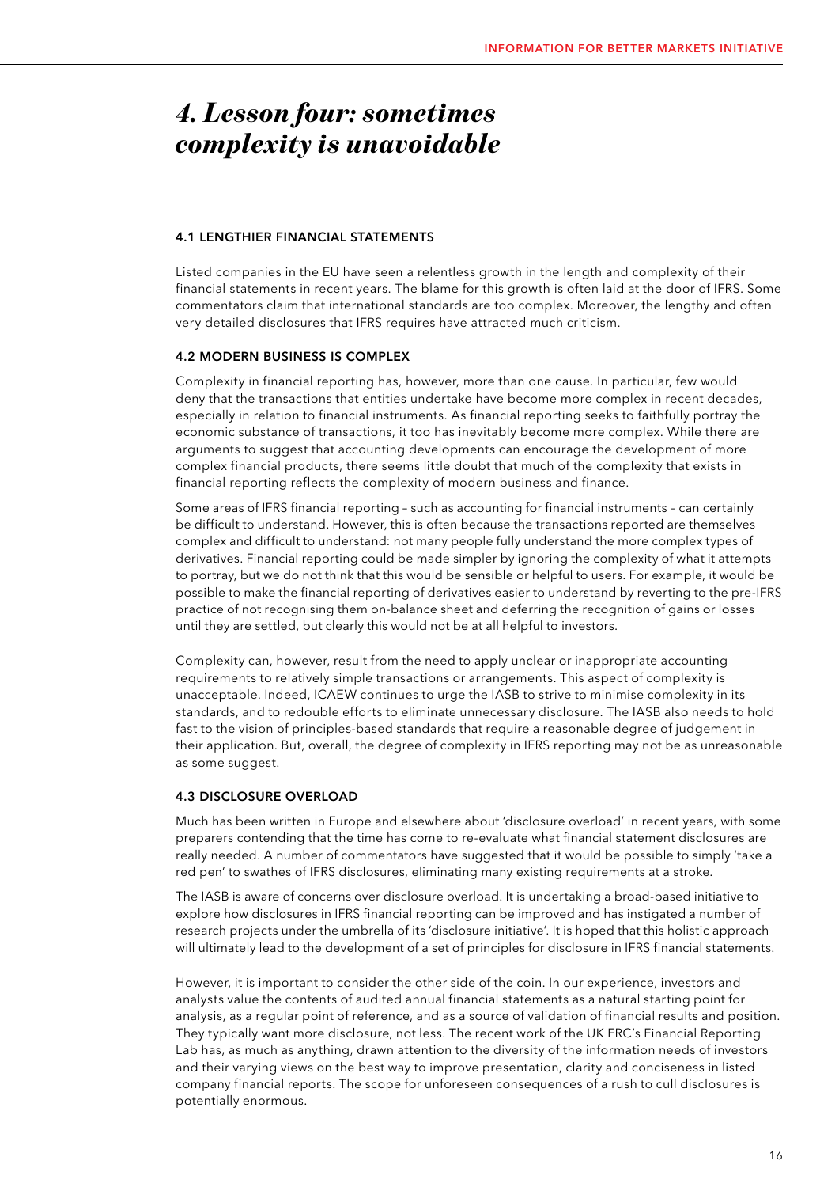# *4. Lesson four: sometimes complexity is unavoidable*

### 4.1 LENGTHIER FINANCIAL STATEMENTS

Listed companies in the EU have seen a relentless growth in the length and complexity of their financial statements in recent years. The blame for this growth is often laid at the door of IFRS. Some commentators claim that international standards are too complex. Moreover, the lengthy and often very detailed disclosures that IFRS requires have attracted much criticism.

### 4.2 MODERN BUSINESS IS COMPLEX

Complexity in financial reporting has, however, more than one cause. In particular, few would deny that the transactions that entities undertake have become more complex in recent decades, especially in relation to financial instruments. As financial reporting seeks to faithfully portray the economic substance of transactions, it too has inevitably become more complex. While there are arguments to suggest that accounting developments can encourage the development of more complex financial products, there seems little doubt that much of the complexity that exists in financial reporting reflects the complexity of modern business and finance.

Some areas of IFRS financial reporting – such as accounting for financial instruments – can certainly be difficult to understand. However, this is often because the transactions reported are themselves complex and difficult to understand: not many people fully understand the more complex types of derivatives. Financial reporting could be made simpler by ignoring the complexity of what it attempts to portray, but we do not think that this would be sensible or helpful to users. For example, it would be possible to make the financial reporting of derivatives easier to understand by reverting to the pre-IFRS practice of not recognising them on-balance sheet and deferring the recognition of gains or losses until they are settled, but clearly this would not be at all helpful to investors.

Complexity can, however, result from the need to apply unclear or inappropriate accounting requirements to relatively simple transactions or arrangements. This aspect of complexity is unacceptable. Indeed, ICAEW continues to urge the IASB to strive to minimise complexity in its standards, and to redouble efforts to eliminate unnecessary disclosure. The IASB also needs to hold fast to the vision of principles-based standards that require a reasonable degree of judgement in their application. But, overall, the degree of complexity in IFRS reporting may not be as unreasonable as some suggest.

### 4.3 DISCLOSURE OVERLOAD

Much has been written in Europe and elsewhere about 'disclosure overload' in recent years, with some preparers contending that the time has come to re-evaluate what financial statement disclosures are really needed. A number of commentators have suggested that it would be possible to simply 'take a red pen' to swathes of IFRS disclosures, eliminating many existing requirements at a stroke.

The IASB is aware of concerns over disclosure overload. It is undertaking a broad-based initiative to explore how disclosures in IFRS financial reporting can be improved and has instigated a number of research projects under the umbrella of its 'disclosure initiative'. It is hoped that this holistic approach will ultimately lead to the development of a set of principles for disclosure in IFRS financial statements.

However, it is important to consider the other side of the coin. In our experience, investors and analysts value the contents of audited annual financial statements as a natural starting point for analysis, as a regular point of reference, and as a source of validation of financial results and position. They typically want more disclosure, not less. The recent work of the UK FRC's Financial Reporting Lab has, as much as anything, drawn attention to the diversity of the information needs of investors and their varying views on the best way to improve presentation, clarity and conciseness in listed company financial reports. The scope for unforeseen consequences of a rush to cull disclosures is potentially enormous.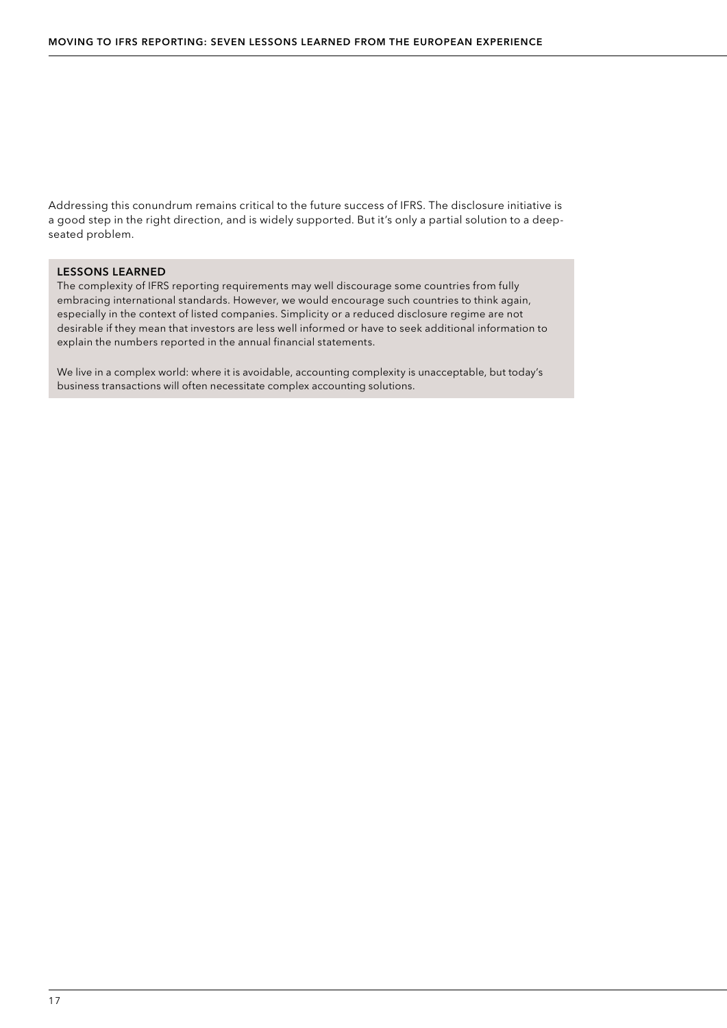Addressing this conundrum remains critical to the future success of IFRS. The disclosure initiative is a good step in the right direction, and is widely supported. But it's only a partial solution to a deep-seated problem.

### LESSONS LEARNED

The complexity of IFRS reporting requirements may well discourage some countries from fully embracing international standards. However, we would encourage such countries to think again, especially in the context of listed companies. Simplicity or a reduced disclosure regime are not desirable if they mean that investors are less well informed or have to seek additional information to explain the numbers reported in the annual financial statements.

We live in a complex world: where it is avoidable, accounting complexity is unacceptable, but today's business transactions will often necessitate complex accounting solutions.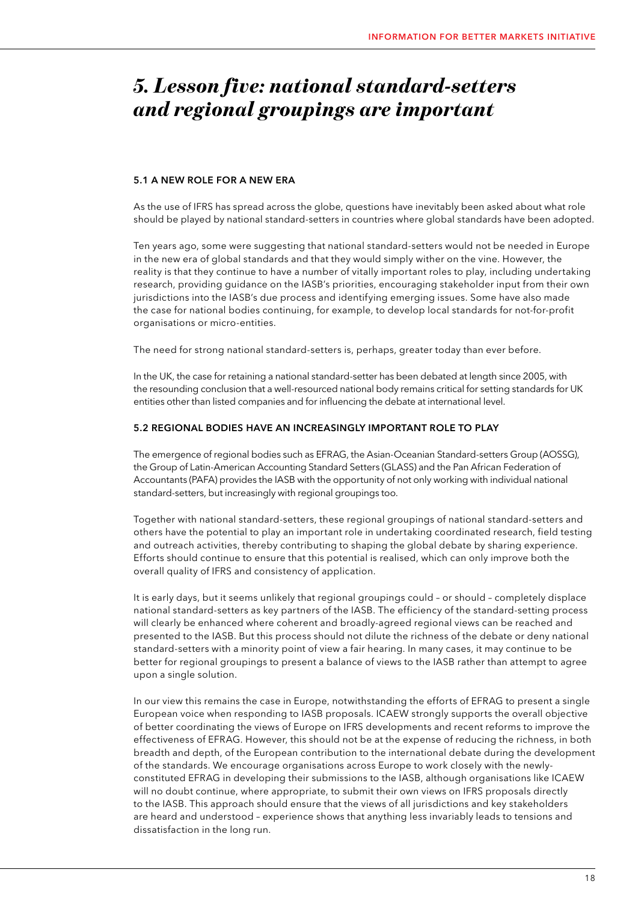# *5. Lesson five: national standard-setters and regional groupings are important*

## 5.1 A NEW ROLE FOR A NEW ERA

As the use of IFRS has spread across the globe, questions have inevitably been asked about what role should be played by national standard-setters in countries where global standards have been adopted.

Ten years ago, some were suggesting that national standard-setters would not be needed in Europe in the new era of global standards and that they would simply wither on the vine. However, the reality is that they continue to have a number of vitally important roles to play, including undertaking research, providing guidance on the IASB's priorities, encouraging stakeholder input from their own jurisdictions into the IASB's due process and identifying emerging issues. Some have also made the case for national bodies continuing, for example, to develop local standards for not-for-profit organisations or micro-entities.

The need for strong national standard-setters is, perhaps, greater today than ever before.

In the UK, the case for retaining a national standard-setter has been debated at length since 2005, with the resounding conclusion that a well-resourced national body remains critical for setting standards for UK entities other than listed companies and for influencing the debate at international level.

## 5.2 REGIONAL BODIES HAVE AN INCREASINGLY IMPORTANT ROLE TO PLAY

The emergence of regional bodies such as EFRAG, the Asian-Oceanian Standard-setters Group (AOSSG), the Group of Latin-American Accounting Standard Setters (GLASS) and the Pan African Federation of Accountants (PAFA) provides the IASB with the opportunity of not only working with individual national standard-setters, but increasingly with regional groupings too.

Together with national standard-setters, these regional groupings of national standard-setters and others have the potential to play an important role in undertaking coordinated research, field testing and outreach activities, thereby contributing to shaping the global debate by sharing experience. Efforts should continue to ensure that this potential is realised, which can only improve both the overall quality of IFRS and consistency of application.

It is early days, but it seems unlikely that regional groupings could – or should – completely displace national standard-setters as key partners of the IASB. The efficiency of the standard-setting process will clearly be enhanced where coherent and broadly-agreed regional views can be reached and presented to the IASB. But this process should not dilute the richness of the debate or deny national standard-setters with a minority point of view a fair hearing. In many cases, it may continue to be better for regional groupings to present a balance of views to the IASB rather than attempt to agree upon a single solution.

In our view this remains the case in Europe, notwithstanding the efforts of EFRAG to present a single European voice when responding to IASB proposals. ICAEW strongly supports the overall objective of better coordinating the views of Europe on IFRS developments and recent reforms to improve the effectiveness of EFRAG. However, this should not be at the expense of reducing the richness, in both breadth and depth, of the European contribution to the international debate during the development of the standards. We encourage organisations across Europe to work closely with the newly-constituted EFRAG in developing their submissions to the IASB, although organisations like ICAEW will no doubt continue, where appropriate, to submit their own views on IFRS proposals directly to the IASB. This approach should ensure that the views of all jurisdictions and key stakeholders are heard and understood – experience shows that anything less invariably leads to tensions and dissatisfaction in the long run.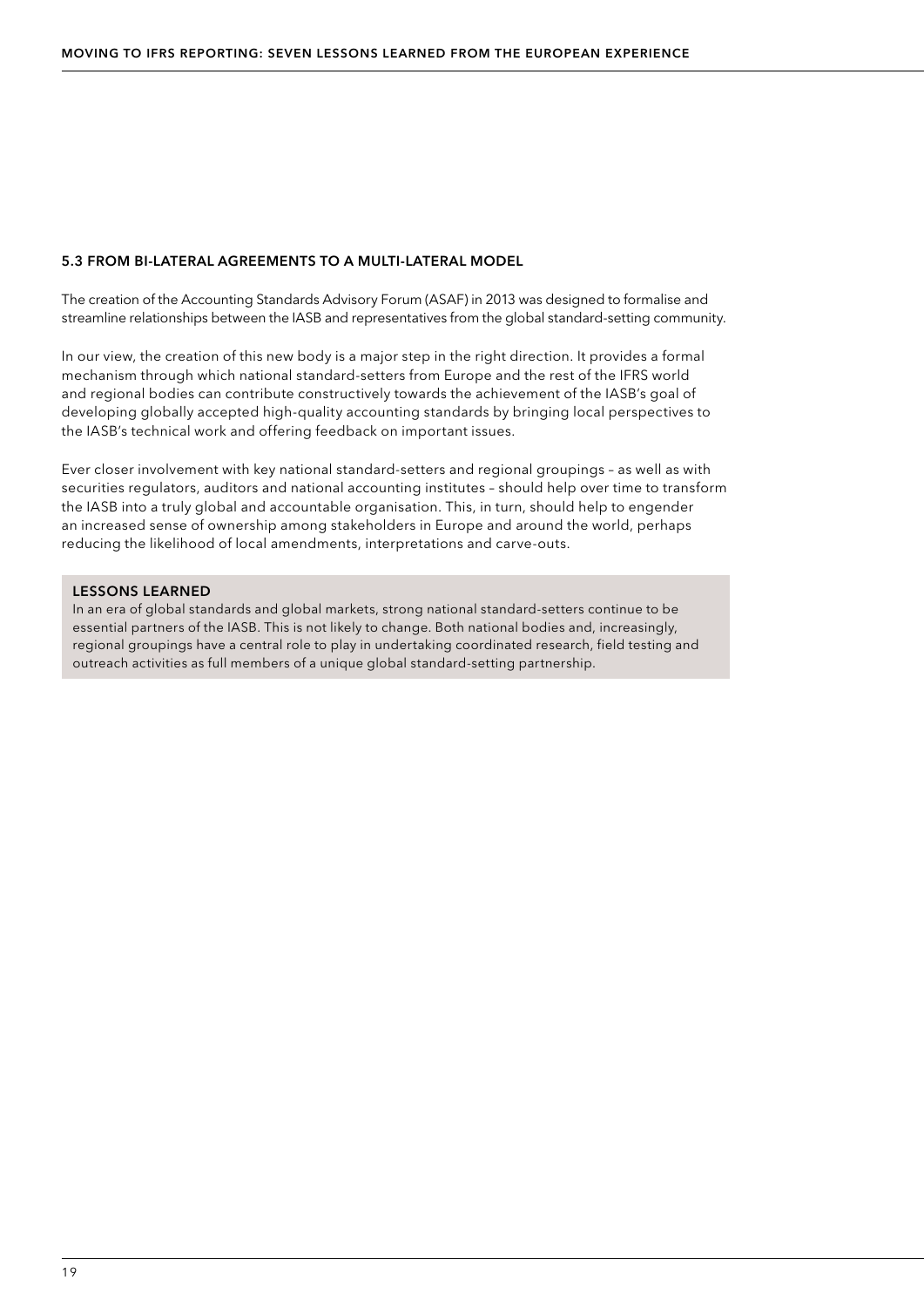### 5.3 FROM BI-LATERAL AGREEMENTS TO A MULTI-LATERAL MODEL

The creation of the Accounting Standards Advisory Forum (ASAF) in 2013 was designed to formalise and streamline relationships between the IASB and representatives from the global standard-setting community.

In our view, the creation of this new body is a major step in the right direction. It provides a formal mechanism through which national standard-setters from Europe and the rest of the IFRS world and regional bodies can contribute constructively towards the achievement of the IASB's goal of developing globally accepted high-quality accounting standards by bringing local perspectives to the IASB's technical work and offering feedback on important issues.

Ever closer involvement with key national standard-setters and regional groupings – as well as with securities regulators, auditors and national accounting institutes – should help over time to transform the IASB into a truly global and accountable organisation. This, in turn, should help to engender an increased sense of ownership among stakeholders in Europe and around the world, perhaps reducing the likelihood of local amendments, interpretations and carve-outs.

**LESSONS LEARNED**

In an era of global standards and global markets, strong national standard-setters continue to be essential partners of the IASB. This is not likely to change. Both national bodies and, increasingly, regional groupings have a central role to play in undertaking coordinated research, field testing and outreach activities as full members of a unique global standard-setting partnership.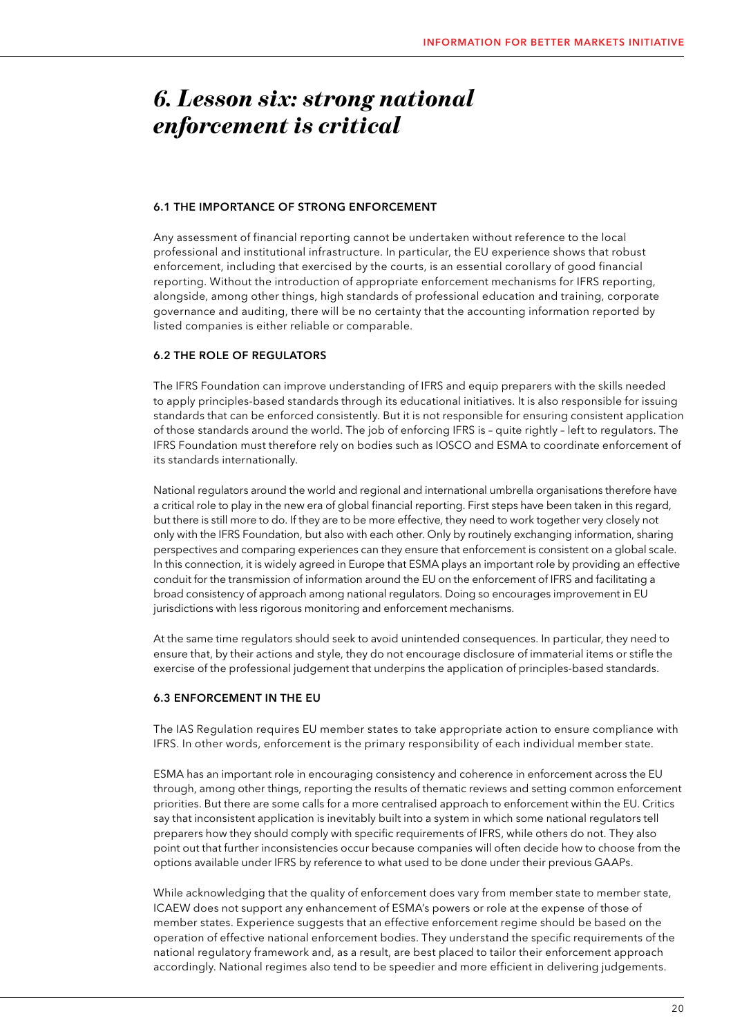# *6. Lesson six: strong national enforcement is critical*

### 6.1 THE IMPORTANCE OF STRONG ENFORCEMENT

Any assessment of financial reporting cannot be undertaken without reference to the local professional and institutional infrastructure. In particular, the EU experience shows that robust enforcement, including that exercised by the courts, is an essential corollary of good financial reporting. Without the introduction of appropriate enforcement mechanisms for IFRS reporting, alongside, among other things, high standards of professional education and training, corporate governance and auditing, there will be no certainty that the accounting information reported by listed companies is either reliable or comparable.

### 6.2 THE ROLE OF REGULATORS

The IFRS Foundation can improve understanding of IFRS and equip preparers with the skills needed to apply principles-based standards through its educational initiatives. It is also responsible for issuing standards that can be enforced consistently. But it is not responsible for ensuring consistent application of those standards around the world. The job of enforcing IFRS is – quite rightly – left to regulators. The IFRS Foundation must therefore rely on bodies such as IOSCO and ESMA to coordinate enforcement of its standards internationally.

National regulators around the world and regional and international umbrella organisations therefore have a critical role to play in the new era of global financial reporting. First steps have been taken in this regard, but there is still more to do. If they are to be more effective, they need to work together very closely not only with the IFRS Foundation, but also with each other. Only by routinely exchanging information, sharing perspectives and comparing experiences can they ensure that enforcement is consistent on a global scale. In this connection, it is widely agreed in Europe that ESMA plays an important role by providing an effective conduit for the transmission of information around the EU on the enforcement of IFRS and facilitating a broad consistency of approach among national regulators. Doing so encourages improvement in EU jurisdictions with less rigorous monitoring and enforcement mechanisms.

At the same time regulators should seek to avoid unintended consequences. In particular, they need to ensure that, by their actions and style, they do not encourage disclosure of immaterial items or stifle the exercise of the professional judgement that underpins the application of principles-based standards.

### 6.3 ENFORCEMENT IN THE EU

The IAS Regulation requires EU member states to take appropriate action to ensure compliance with IFRS. In other words, enforcement is the primary responsibility of each individual member state.

ESMA has an important role in encouraging consistency and coherence in enforcement across the EU through, among other things, reporting the results of thematic reviews and setting common enforcement priorities. But there are some calls for a more centralised approach to enforcement within the EU. Critics say that inconsistent application is inevitably built into a system in which some national regulators tell preparers how they should comply with specific requirements of IFRS, while others do not. They also point out that further inconsistencies occur because companies will often decide how to choose from the options available under IFRS by reference to what used to be done under their previous GAAPs.

While acknowledging that the quality of enforcement does vary from member state to member state, ICAEW does not support any enhancement of ESMA's powers or role at the expense of those of member states. Experience suggests that an effective enforcement regime should be based on the operation of effective national enforcement bodies. They understand the specific requirements of the national regulatory framework and, as a result, are best placed to tailor their enforcement approach accordingly. National regimes also tend to be speedier and more efficient in delivering judgements.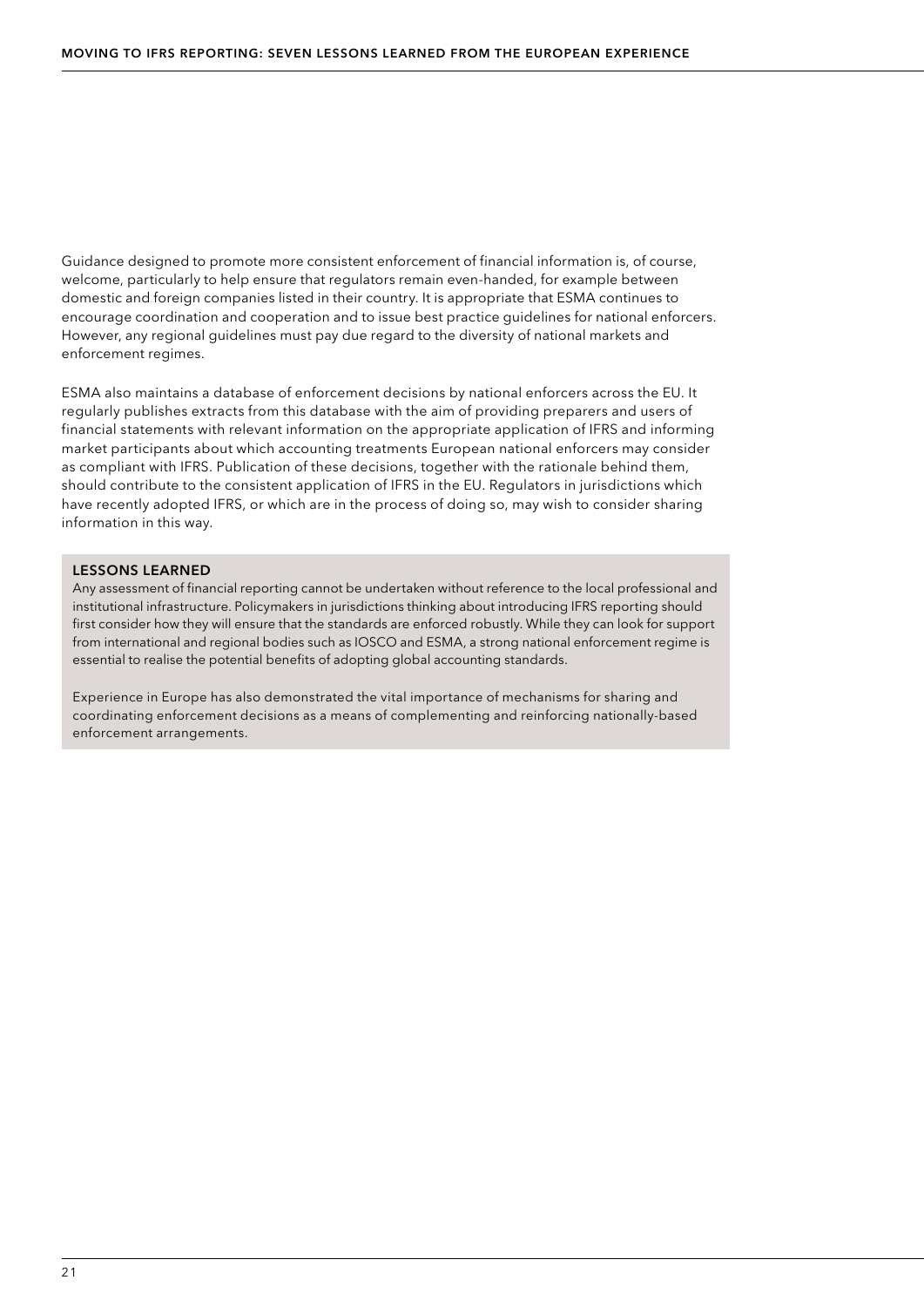Guidance designed to promote more consistent enforcement of financial information is, of course, welcome, particularly to help ensure that regulators remain even-handed, for example between domestic and foreign companies listed in their country. It is appropriate that ESMA continues to encourage coordination and cooperation and to issue best practice guidelines for national enforcers. However, any regional guidelines must pay due regard to the diversity of national markets and enforcement regimes.

ESMA also maintains a database of enforcement decisions by national enforcers across the EU. It regularly publishes extracts from this database with the aim of providing preparers and users of financial statements with relevant information on the appropriate application of IFRS and informing market participants about which accounting treatments European national enforcers may consider as compliant with IFRS. Publication of these decisions, together with the rationale behind them, should contribute to the consistent application of IFRS in the EU. Regulators in jurisdictions which have recently adopted IFRS, or which are in the process of doing so, may wish to consider sharing information in this way.

### LESSONS LEARNED

Any assessment of financial reporting cannot be undertaken without reference to the local professional and institutional infrastructure. Policymakers in jurisdictions thinking about introducing IFRS reporting should first consider how they will ensure that the standards are enforced robustly. While they can look for support from international and regional bodies such as IOSCO and ESMA, a strong national enforcement regime is essential to realise the potential benefits of adopting global accounting standards.

Experience in Europe has also demonstrated the vital importance of mechanisms for sharing and coordinating enforcement decisions as a means of complementing and reinforcing nationally-based enforcement arrangements.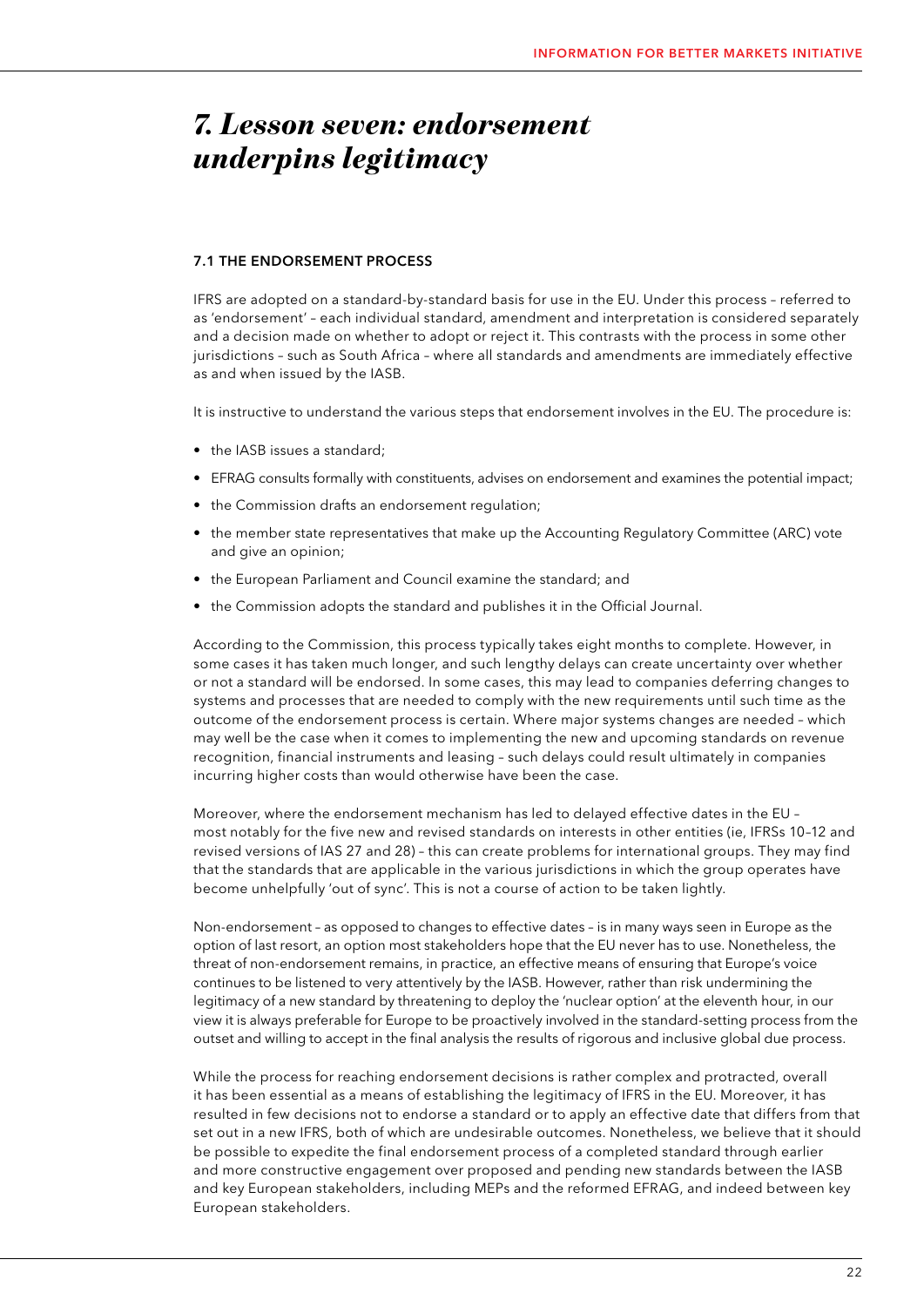# *7. Lesson seven: endorsement underpins legitimacy*

### 7.1 THE ENDORSEMENT PROCESS

IFRS are adopted on a standard-by-standard basis for use in the EU. Under this process – referred to as 'endorsement' – each individual standard, amendment and interpretation is considered separately and a decision made on whether to adopt or reject it. This contrasts with the process in some other jurisdictions – such as South Africa – where all standards and amendments are immediately effective as and when issued by the IASB.

It is instructive to understand the various steps that endorsement involves in the EU. The procedure is:

- the IASB issues a standard;
- EFRAG consults formally with constituents, advises on endorsement and examines the potential impact;
- the Commission drafts an endorsement regulation;
- the member state representatives that make up the Accounting Regulatory Committee (ARC) vote and give an opinion;
- the European Parliament and Council examine the standard; and
- the Commission adopts the standard and publishes it in the Official Journal.

According to the Commission, this process typically takes eight months to complete. However, in some cases it has taken much longer, and such lengthy delays can create uncertainty over whether or not a standard will be endorsed. In some cases, this may lead to companies deferring changes to systems and processes that are needed to comply with the new requirements until such time as the outcome of the endorsement process is certain. Where major systems changes are needed – which may well be the case when it comes to implementing the new and upcoming standards on revenue recognition, financial instruments and leasing – such delays could result ultimately in companies incurring higher costs than would otherwise have been the case.

Moreover, where the endorsement mechanism has led to delayed effective dates in the EU – most notably for the five new and revised standards on interests in other entities (ie, IFRSs 10–12 and revised versions of IAS 27 and 28) – this can create problems for international groups. They may find that the standards that are applicable in the various jurisdictions in which the group operates have become unhelpfully 'out of sync'. This is not a course of action to be taken lightly.

Non-endorsement – as opposed to changes to effective dates – is in many ways seen in Europe as the option of last resort, an option most stakeholders hope that the EU never has to use. Nonetheless, the threat of non-endorsement remains, in practice, an effective means of ensuring that Europe's voice continues to be listened to very attentively by the IASB. However, rather than risk undermining the legitimacy of a new standard by threatening to deploy the 'nuclear option' at the eleventh hour, in our view it is always preferable for Europe to be proactively involved in the standard-setting process from the outset and willing to accept in the final analysis the results of rigorous and inclusive global due process.

While the process for reaching endorsement decisions is rather complex and protracted, overall it has been essential as a means of establishing the legitimacy of IFRS in the EU. Moreover, it has resulted in few decisions not to endorse a standard or to apply an effective date that differs from that set out in a new IFRS, both of which are undesirable outcomes. Nonetheless, we believe that it should be possible to expedite the final endorsement process of a completed standard through earlier and more constructive engagement over proposed and pending new standards between the IASB and key European stakeholders, including MEPs and the reformed EFRAG, and indeed between key European stakeholders.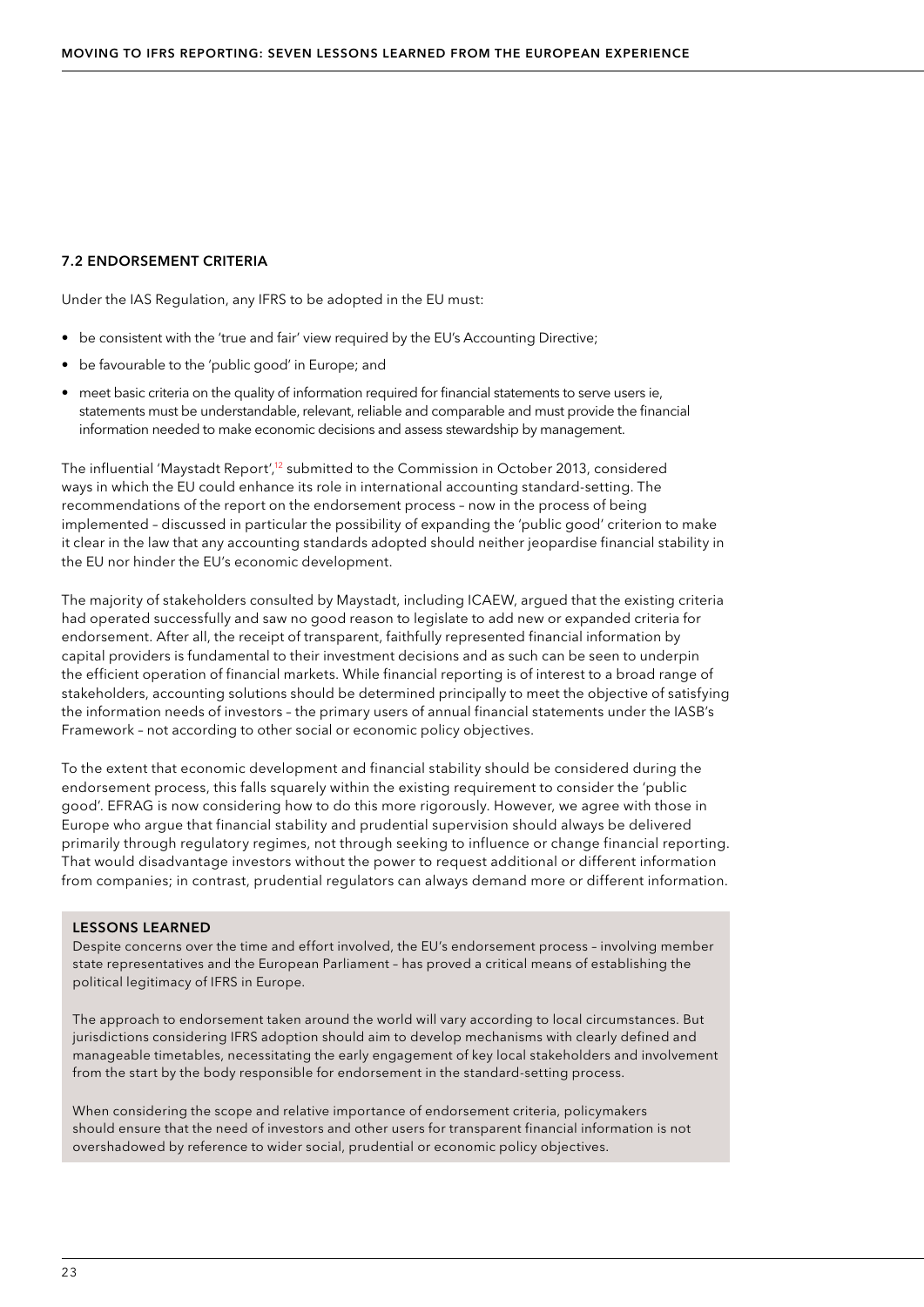### 7.2 ENDORSEMENT CRITERIA

Under the IAS Regulation, any IFRS to be adopted in the EU must:

- be consistent with the 'true and fair' view required by the EU's Accounting Directive;
- be favourable to the 'public good' in Europe; and
- meet basic criteria on the quality of information required for financial statements to serve users ie, statements must be understandable, relevant, reliable and comparable and must provide the financial information needed to make economic decisions and assess stewardship by management.

The influential 'Maystadt Report',[12] submitted to the Commission in October 2013, considered ways in which the EU could enhance its role in international accounting standard-setting. The recommendations of the report on the endorsement process – now in the process of being implemented – discussed in particular the possibility of expanding the 'public good' criterion to make it clear in the law that any accounting standards adopted should neither jeopardise financial stability in the EU nor hinder the EU's economic development.

The majority of stakeholders consulted by Maystadt, including ICAEW, argued that the existing criteria had operated successfully and saw no good reason to legislate to add new or expanded criteria for endorsement. After all, the receipt of transparent, faithfully represented financial information by capital providers is fundamental to their investment decisions and as such can be seen to underpin the efficient operation of financial markets. While financial reporting is of interest to a broad range of stakeholders, accounting solutions should be determined principally to meet the objective of satisfying the information needs of investors – the primary users of annual financial statements under the IASB's Framework – not according to other social or economic policy objectives.

To the extent that economic development and financial stability should be considered during the endorsement process, this falls squarely within the existing requirement to consider the 'public good'. EFRAG is now considering how to do this more rigorously. However, we agree with those in Europe who argue that financial stability and prudential supervision should always be delivered primarily through regulatory regimes, not through seeking to influence or change financial reporting. That would disadvantage investors without the power to request additional or different information from companies; in contrast, prudential regulators can always demand more or different information.

**LESSONS LEARNED**

Despite concerns over the time and effort involved, the EU's endorsement process – involving member state representatives and the European Parliament – has proved a critical means of establishing the political legitimacy of IFRS in Europe.

The approach to endorsement taken around the world will vary according to local circumstances. But jurisdictions considering IFRS adoption should aim to develop mechanisms with clearly defined and manageable timetables, necessitating the early engagement of key local stakeholders and involvement from the start by the body responsible for endorsement in the standard-setting process.

When considering the scope and relative importance of endorsement criteria, policymakers should ensure that the need of investors and other users for transparent financial information is not overshadowed by reference to wider social, prudential or economic policy objectives.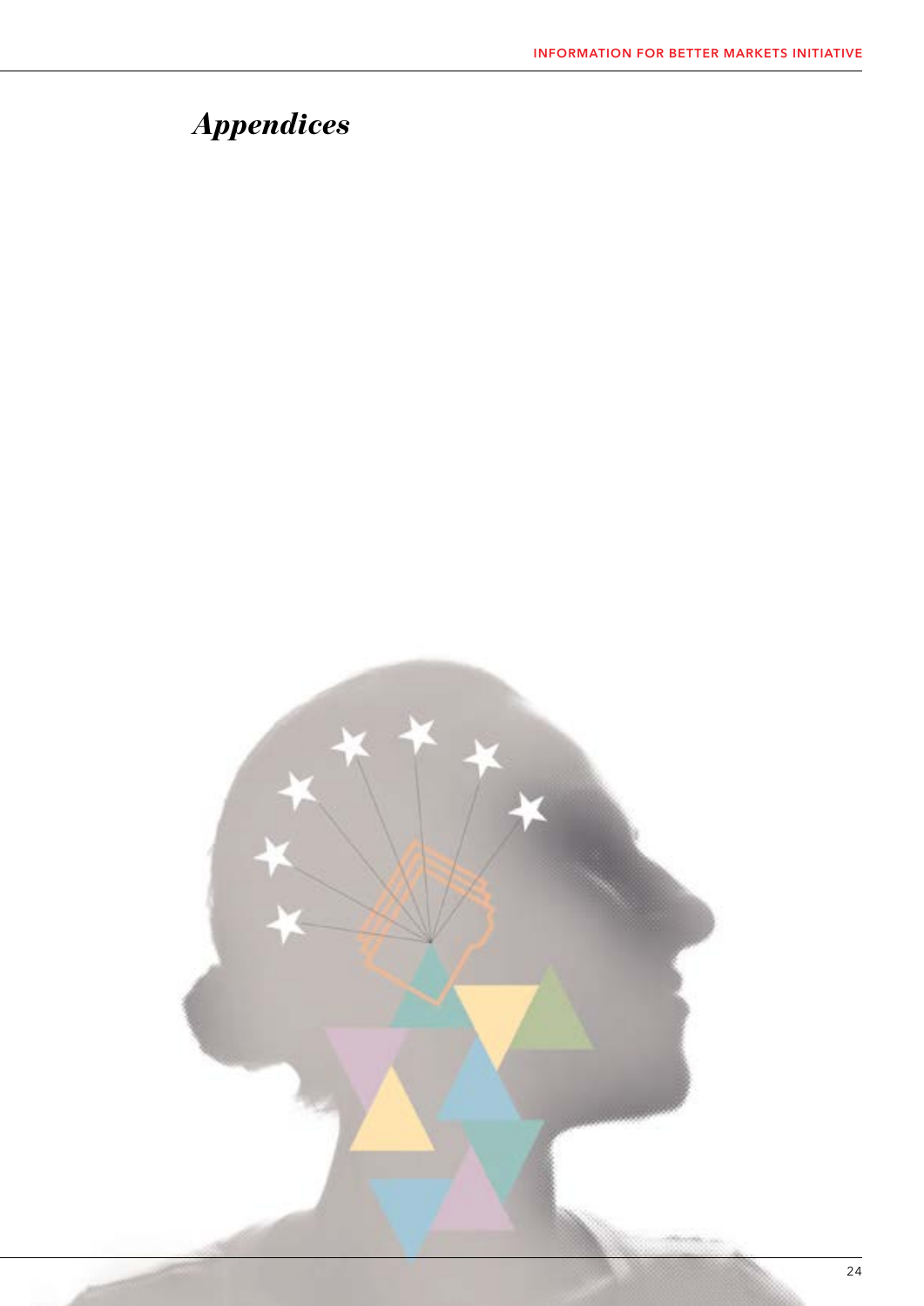# *Appendices*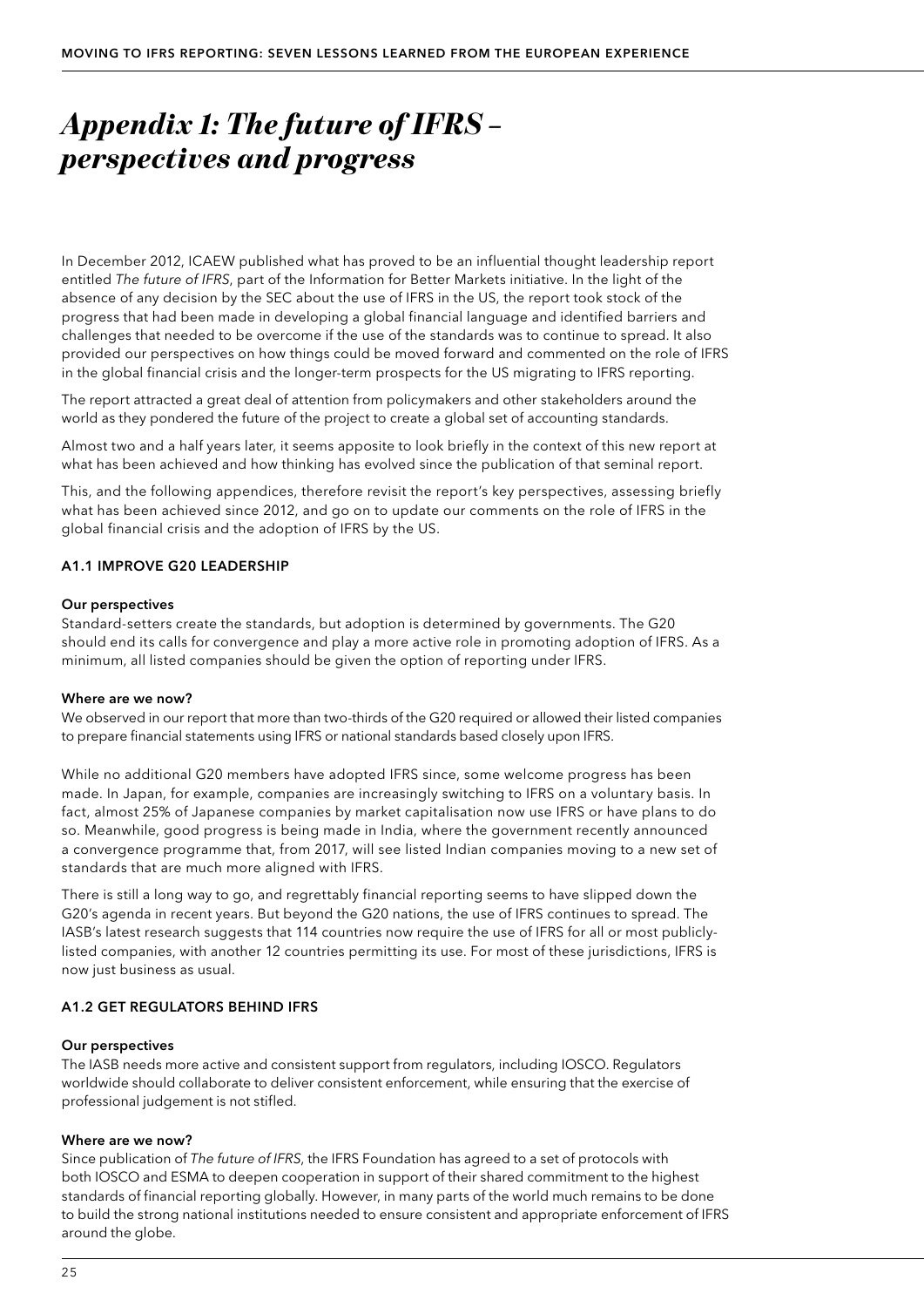# *Appendix 1: The future of IFRS – perspectives and progress*

In December 2012, ICAEW published what has proved to be an influential thought leadership report entitled *The future of IFRS*, part of the Information for Better Markets initiative. In the light of the absence of any decision by the SEC about the use of IFRS in the US, the report took stock of the progress that had been made in developing a global financial language and identified barriers and challenges that needed to be overcome if the use of the standards was to continue to spread. It also provided our perspectives on how things could be moved forward and commented on the role of IFRS in the global financial crisis and the longer-term prospects for the US migrating to IFRS reporting.

The report attracted a great deal of attention from policymakers and other stakeholders around the world as they pondered the future of the project to create a global set of accounting standards.

Almost two and a half years later, it seems apposite to look briefly in the context of this new report at what has been achieved and how thinking has evolved since the publication of that seminal report.

This, and the following appendices, therefore revisit the report's key perspectives, assessing briefly what has been achieved since 2012, and go on to update our comments on the role of IFRS in the global financial crisis and the adoption of IFRS by the US.

### A1.1 IMPROVE G20 LEADERSHIP

**Our perspectives**

Standard-setters create the standards, but adoption is determined by governments. The G20 should end its calls for convergence and play a more active role in promoting adoption of IFRS. As a minimum, all listed companies should be given the option of reporting under IFRS.

**Where are we now?**

We observed in our report that more than two-thirds of the G20 required or allowed their listed companies to prepare financial statements using IFRS or national standards based closely upon IFRS.

While no additional G20 members have adopted IFRS since, some welcome progress has been made. In Japan, for example, companies are increasingly switching to IFRS on a voluntary basis. In fact, almost 25% of Japanese companies by market capitalisation now use IFRS or have plans to do so. Meanwhile, good progress is being made in India, where the government recently announced a convergence programme that, from 2017, will see listed Indian companies moving to a new set of standards that are much more aligned with IFRS.

There is still a long way to go, and regrettably financial reporting seems to have slipped down the G20's agenda in recent years. But beyond the G20 nations, the use of IFRS continues to spread. The IASB's latest research suggests that 114 countries now require the use of IFRS for all or most publicly-listed companies, with another 12 countries permitting its use. For most of these jurisdictions, IFRS is now just business as usual.

### A1.2 GET REGULATORS BEHIND IFRS

**Our perspectives**

The IASB needs more active and consistent support from regulators, including IOSCO. Regulators worldwide should collaborate to deliver consistent enforcement, while ensuring that the exercise of professional judgement is not stifled.

**Where are we now?**

Since publication of *The future of IFRS*, the IFRS Foundation has agreed to a set of protocols with both IOSCO and ESMA to deepen cooperation in support of their shared commitment to the highest standards of financial reporting globally. However, in many parts of the world much remains to be done to build the strong national institutions needed to ensure consistent and appropriate enforcement of IFRS around the globe.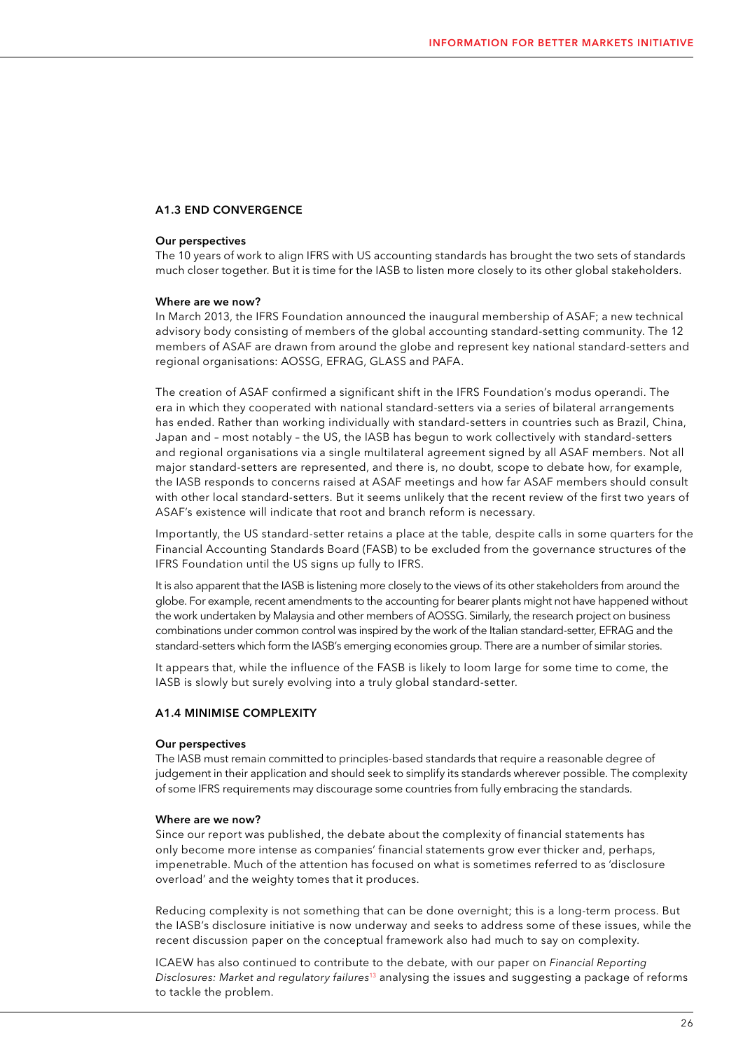### A1.3 END CONVERGENCE

**Our perspectives**

The 10 years of work to align IFRS with US accounting standards has brought the two sets of standards much closer together. But it is time for the IASB to listen more closely to its other global stakeholders.

**Where are we now?**

In March 2013, the IFRS Foundation announced the inaugural membership of ASAF; a new technical advisory body consisting of members of the global accounting standard-setting community. The 12 members of ASAF are drawn from around the globe and represent key national standard-setters and regional organisations: AOSSG, EFRAG, GLASS and PAFA.

The creation of ASAF confirmed a significant shift in the IFRS Foundation's modus operandi. The era in which they cooperated with national standard-setters via a series of bilateral arrangements has ended. Rather than working individually with standard-setters in countries such as Brazil, China, Japan and – most notably – the US, the IASB has begun to work collectively with standard-setters and regional organisations via a single multilateral agreement signed by all ASAF members. Not all major standard-setters are represented, and there is, no doubt, scope to debate how, for example, the IASB responds to concerns raised at ASAF meetings and how far ASAF members should consult with other local standard-setters. But it seems unlikely that the recent review of the first two years of ASAF's existence will indicate that root and branch reform is necessary.

Importantly, the US standard-setter retains a place at the table, despite calls in some quarters for the Financial Accounting Standards Board (FASB) to be excluded from the governance structures of the IFRS Foundation until the US signs up fully to IFRS.

It is also apparent that the IASB is listening more closely to the views of its other stakeholders from around the globe. For example, recent amendments to the accounting for bearer plants might not have happened without the work undertaken by Malaysia and other members of AOSSG. Similarly, the research project on business combinations under common control was inspired by the work of the Italian standard-setter, EFRAG and the standard-setters which form the IASB's emerging economies group. There are a number of similar stories.

It appears that, while the influence of the FASB is likely to loom large for some time to come, the IASB is slowly but surely evolving into a truly global standard-setter.

### A1.4 MINIMISE COMPLEXITY

**Our perspectives**

The IASB must remain committed to principles-based standards that require a reasonable degree of judgement in their application and should seek to simplify its standards wherever possible. The complexity of some IFRS requirements may discourage some countries from fully embracing the standards.

**Where are we now?**

Since our report was published, the debate about the complexity of financial statements has only become more intense as companies' financial statements grow ever thicker and, perhaps, impenetrable. Much of the attention has focused on what is sometimes referred to as 'disclosure overload' and the weighty tomes that it produces.

Reducing complexity is not something that can be done overnight; this is a long-term process. But the IASB's disclosure initiative is now underway and seeks to address some of these issues, while the recent discussion paper on the conceptual framework also had much to say on complexity.

ICAEW has also continued to contribute to the debate, with our paper on *Financial Reporting Disclosures: Market and regulatory failures*[13] analysing the issues and suggesting a package of reforms to tackle the problem.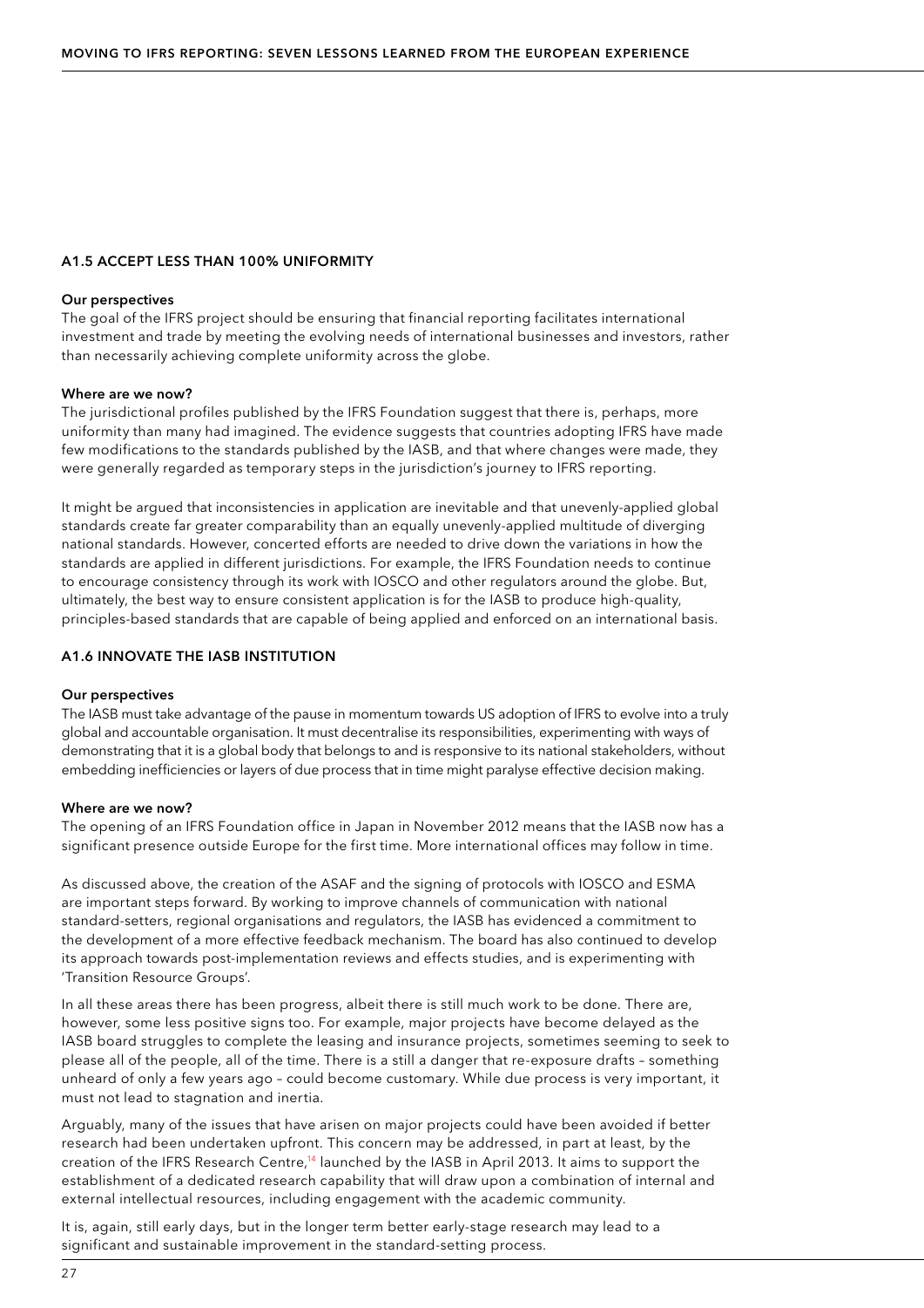### A1.5 ACCEPT LESS THAN 100% UNIFORMITY

**Our perspectives**

The goal of the IFRS project should be ensuring that financial reporting facilitates international investment and trade by meeting the evolving needs of international businesses and investors, rather than necessarily achieving complete uniformity across the globe.

**Where are we now?**

The jurisdictional profiles published by the IFRS Foundation suggest that there is, perhaps, more uniformity than many had imagined. The evidence suggests that countries adopting IFRS have made few modifications to the standards published by the IASB, and that where changes were made, they were generally regarded as temporary steps in the jurisdiction's journey to IFRS reporting.

It might be argued that inconsistencies in application are inevitable and that unevenly-applied global standards create far greater comparability than an equally unevenly-applied multitude of diverging national standards. However, concerted efforts are needed to drive down the variations in how the standards are applied in different jurisdictions. For example, the IFRS Foundation needs to continue to encourage consistency through its work with IOSCO and other regulators around the globe. But, ultimately, the best way to ensure consistent application is for the IASB to produce high-quality, principles-based standards that are capable of being applied and enforced on an international basis.

### A1.6 INNOVATE THE IASB INSTITUTION

**Our perspectives**

The IASB must take advantage of the pause in momentum towards US adoption of IFRS to evolve into a truly global and accountable organisation. It must decentralise its responsibilities, experimenting with ways of demonstrating that it is a global body that belongs to and is responsive to its national stakeholders, without embedding inefficiencies or layers of due process that in time might paralyse effective decision making.

**Where are we now?**

The opening of an IFRS Foundation office in Japan in November 2012 means that the IASB now has a significant presence outside Europe for the first time. More international offices may follow in time.

As discussed above, the creation of the ASAF and the signing of protocols with IOSCO and ESMA are important steps forward. By working to improve channels of communication with national standard-setters, regional organisations and regulators, the IASB has evidenced a commitment to the development of a more effective feedback mechanism. The board has also continued to develop its approach towards post-implementation reviews and effects studies, and is experimenting with 'Transition Resource Groups'.

In all these areas there has been progress, albeit there is still much work to be done. There are, however, some less positive signs too. For example, major projects have become delayed as the IASB board struggles to complete the leasing and insurance projects, sometimes seeming to seek to please all of the people, all of the time. There is a still a danger that re-exposure drafts – something unheard of only a few years ago – could become customary. While due process is very important, it must not lead to stagnation and inertia.

Arguably, many of the issues that have arisen on major projects could have been avoided if better research had been undertaken upfront. This concern may be addressed, in part at least, by the creation of the IFRS Research Centre,[14] launched by the IASB in April 2013. It aims to support the establishment of a dedicated research capability that will draw upon a combination of internal and external intellectual resources, including engagement with the academic community.

It is, again, still early days, but in the longer term better early-stage research may lead to a significant and sustainable improvement in the standard-setting process.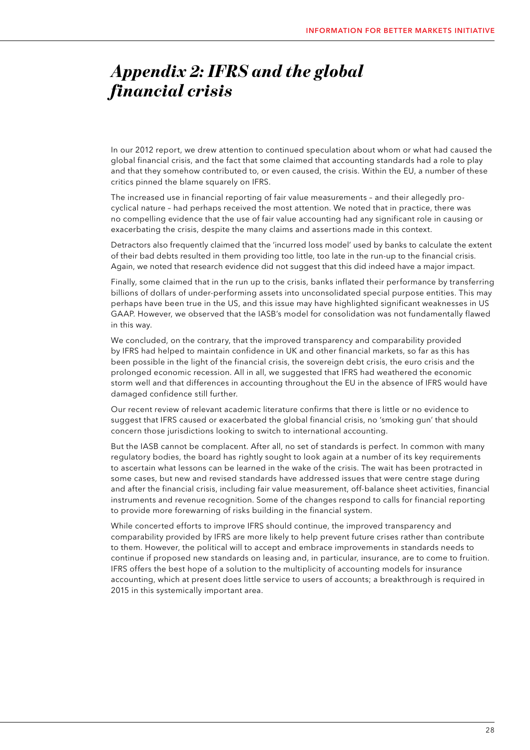# *Appendix 2: IFRS and the global financial crisis*

In our 2012 report, we drew attention to continued speculation about whom or what had caused the global financial crisis, and the fact that some claimed that accounting standards had a role to play and that they somehow contributed to, or even caused, the crisis. Within the EU, a number of these critics pinned the blame squarely on IFRS.

The increased use in financial reporting of fair value measurements – and their allegedly pro-cyclical nature – had perhaps received the most attention. We noted that in practice, there was no compelling evidence that the use of fair value accounting had any significant role in causing or exacerbating the crisis, despite the many claims and assertions made in this context.

Detractors also frequently claimed that the 'incurred loss model' used by banks to calculate the extent of their bad debts resulted in them providing too little, too late in the run-up to the financial crisis. Again, we noted that research evidence did not suggest that this did indeed have a major impact.

Finally, some claimed that in the run up to the crisis, banks inflated their performance by transferring billions of dollars of under-performing assets into unconsolidated special purpose entities. This may perhaps have been true in the US, and this issue may have highlighted significant weaknesses in US GAAP. However, we observed that the IASB's model for consolidation was not fundamentally flawed in this way.

We concluded, on the contrary, that the improved transparency and comparability provided by IFRS had helped to maintain confidence in UK and other financial markets, so far as this has been possible in the light of the financial crisis, the sovereign debt crisis, the euro crisis and the prolonged economic recession. All in all, we suggested that IFRS had weathered the economic storm well and that differences in accounting throughout the EU in the absence of IFRS would have damaged confidence still further.

Our recent review of relevant academic literature confirms that there is little or no evidence to suggest that IFRS caused or exacerbated the global financial crisis, no 'smoking gun' that should concern those jurisdictions looking to switch to international accounting.

But the IASB cannot be complacent. After all, no set of standards is perfect. In common with many regulatory bodies, the board has rightly sought to look again at a number of its key requirements to ascertain what lessons can be learned in the wake of the crisis. The wait has been protracted in some cases, but new and revised standards have addressed issues that were centre stage during and after the financial crisis, including fair value measurement, off-balance sheet activities, financial instruments and revenue recognition. Some of the changes respond to calls for financial reporting to provide more forewarning of risks building in the financial system.

While concerted efforts to improve IFRS should continue, the improved transparency and comparability provided by IFRS are more likely to help prevent future crises rather than contribute to them. However, the political will to accept and embrace improvements in standards needs to continue if proposed new standards on leasing and, in particular, insurance, are to come to fruition. IFRS offers the best hope of a solution to the multiplicity of accounting models for insurance accounting, which at present does little service to users of accounts; a breakthrough is required in 2015 in this systemically important area.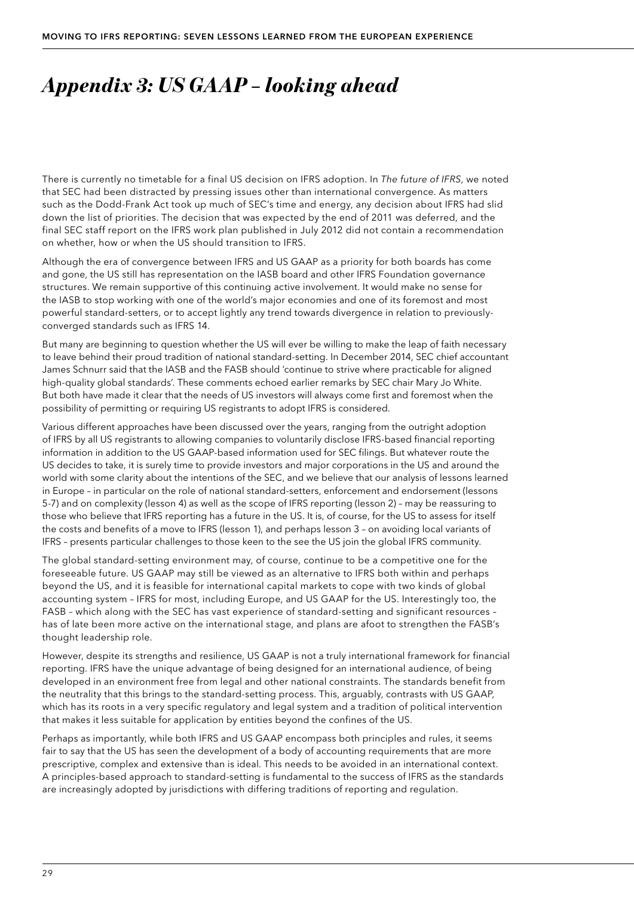# *Appendix 3: US GAAP – looking ahead*

There is currently no timetable for a final US decision on IFRS adoption. In *The future of IFRS*, we noted that SEC had been distracted by pressing issues other than international convergence. As matters such as the Dodd-Frank Act took up much of SEC's time and energy, any decision about IFRS had slid down the list of priorities. The decision that was expected by the end of 2011 was deferred, and the final SEC staff report on the IFRS work plan published in July 2012 did not contain a recommendation on whether, how or when the US should transition to IFRS.

Although the era of convergence between IFRS and US GAAP as a priority for both boards has come and gone, the US still has representation on the IASB board and other IFRS Foundation governance structures. We remain supportive of this continuing active involvement. It would make no sense for the IASB to stop working with one of the world's major economies and one of its foremost and most powerful standard-setters, or to accept lightly any trend towards divergence in relation to previously-converged standards such as IFRS 14.

But many are beginning to question whether the US will ever be willing to make the leap of faith necessary to leave behind their proud tradition of national standard-setting. In December 2014, SEC chief accountant James Schnurr said that the IASB and the FASB should 'continue to strive where practicable for aligned high-quality global standards'. These comments echoed earlier remarks by SEC chair Mary Jo White. But both have made it clear that the needs of US investors will always come first and foremost when the possibility of permitting or requiring US registrants to adopt IFRS is considered.

Various different approaches have been discussed over the years, ranging from the outright adoption of IFRS by all US registrants to allowing companies to voluntarily disclose IFRS-based financial reporting information in addition to the US GAAP-based information used for SEC filings. But whatever route the US decides to take, it is surely time to provide investors and major corporations in the US and around the world with some clarity about the intentions of the SEC, and we believe that our analysis of lessons learned in Europe – in particular on the role of national standard-setters, enforcement and endorsement (lessons 5-7) and on complexity (lesson 4) as well as the scope of IFRS reporting (lesson 2) – may be reassuring to those who believe that IFRS reporting has a future in the US. It is, of course, for the US to assess for itself the costs and benefits of a move to IFRS (lesson 1), and perhaps lesson 3 – on avoiding local variants of IFRS – presents particular challenges to those keen to the see the US join the global IFRS community.

The global standard-setting environment may, of course, continue to be a competitive one for the foreseeable future. US GAAP may still be viewed as an alternative to IFRS both within and perhaps beyond the US, and it is feasible for international capital markets to cope with two kinds of global accounting system – IFRS for most, including Europe, and US GAAP for the US. Interestingly too, the FASB – which along with the SEC has vast experience of standard-setting and significant resources – has of late been more active on the international stage, and plans are afoot to strengthen the FASB's thought leadership role.

However, despite its strengths and resilience, US GAAP is not a truly international framework for financial reporting. IFRS have the unique advantage of being designed for an international audience, of being developed in an environment free from legal and other national constraints. The standards benefit from the neutrality that this brings to the standard-setting process. This, arguably, contrasts with US GAAP, which has its roots in a very specific regulatory and legal system and a tradition of political intervention that makes it less suitable for application by entities beyond the confines of the US.

Perhaps as importantly, while both IFRS and US GAAP encompass both principles and rules, it seems fair to say that the US has seen the development of a body of accounting requirements that are more prescriptive, complex and extensive than is ideal. This needs to be avoided in an international context. A principles-based approach to standard-setting is fundamental to the success of IFRS as the standards are increasingly adopted by jurisdictions with differing traditions of reporting and regulation.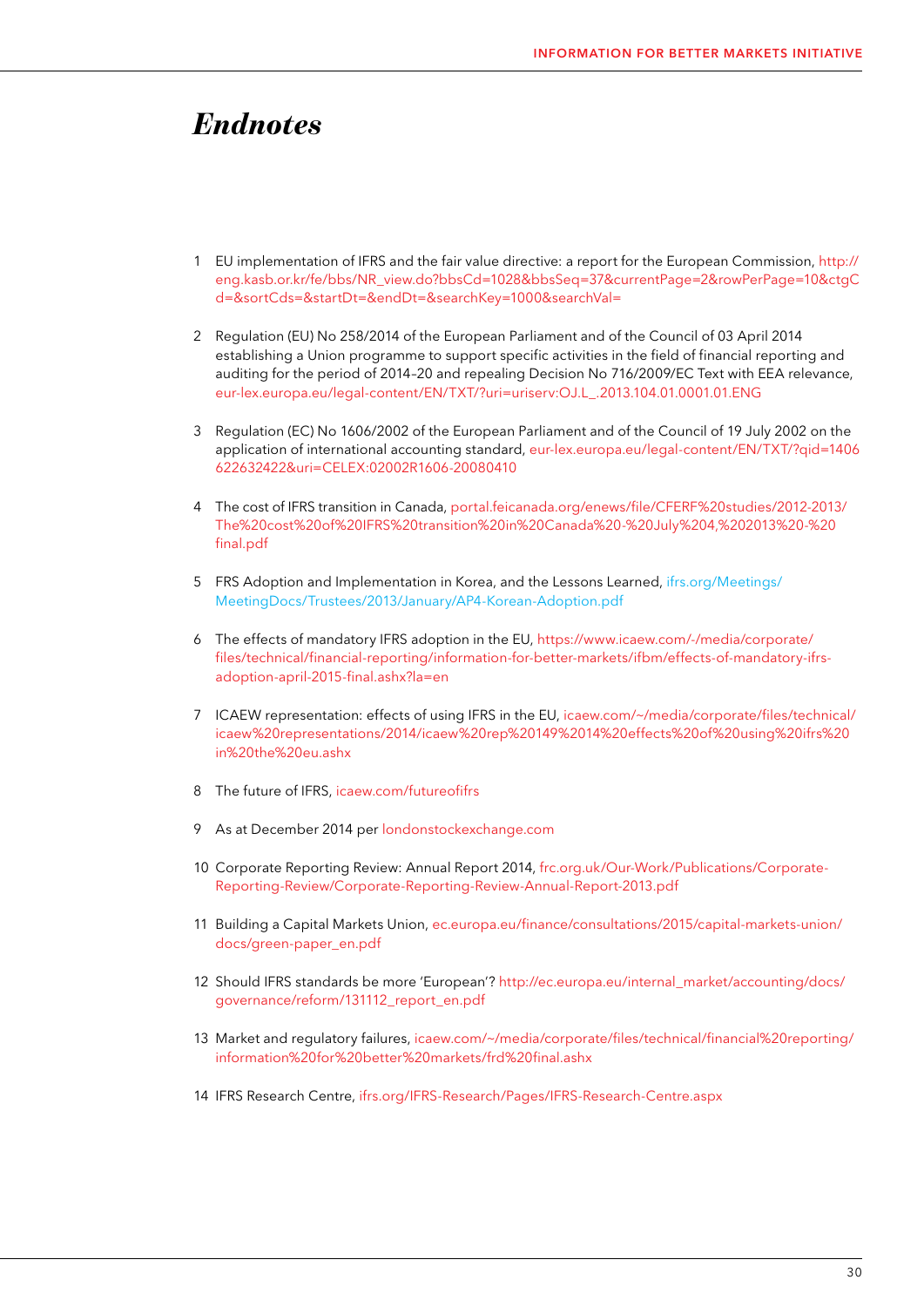# *Endnotes*

1. EU implementation of IFRS and the fair value directive: a report for the European Commission, http://eng.kasb.or.kr/fe/bbs/NR_view.do?bbsCd=1028&bbsSeq=37&currentPage=2&rowPerPage=10&ctgCd=&sortCds=&startDt=&endDt=&searchKey=1000&searchVal=

2. Regulation (EU) No 258/2014 of the European Parliament and of the Council of 03 April 2014 establishing a Union programme to support specific activities in the field of financial reporting and auditing for the period of 2014–20 and repealing Decision No 716/2009/EC Text with EEA relevance, eur-lex.europa.eu/legal-content/EN/TXT/?uri=uriserv:OJ.L_.2013.104.01.0001.01.ENG

3. Regulation (EC) No 1606/2002 of the European Parliament and of the Council of 19 July 2002 on the application of international accounting standard, eur-lex.europa.eu/legal-content/EN/TXT/?qid=1406622632422&uri=CELEX:02002R1606-20080410

4. The cost of IFRS transition in Canada, portal.feicanada.org/enews/file/CFERF%20studies/2012-2013/The%20cost%20of%20IFRS%20transition%20in%20Canada%20-%20July%204,%202013%20-%20final.pdf

5. FRS Adoption and Implementation in Korea, and the Lessons Learned, ifrs.org/Meetings/MeetingDocs/Trustees/2013/January/AP4-Korean-Adoption.pdf

6. The effects of mandatory IFRS adoption in the EU, https://www.icaew.com/-/media/corporate/files/technical/financial-reporting/information-for-better-markets/ifbm/effects-of-mandatory-ifrs-adoption-april-2015-final.ashx?la=en

7. ICAEW representation: effects of using IFRS in the EU, icaew.com/~/media/corporate/files/technical/icaew%20representations/2014/icaew%20rep%20149%2014%20effects%20of%20using%20ifrs%20in%20the%20eu.ashx

8. The future of IFRS, icaew.com/futureofifrs

9. As at December 2014 per londonstockexchange.com

10. Corporate Reporting Review: Annual Report 2014, frc.org.uk/Our-Work/Publications/Corporate-Reporting-Review/Corporate-Reporting-Review-Annual-Report-2013.pdf

11. Building a Capital Markets Union, ec.europa.eu/finance/consultations/2015/capital-markets-union/docs/green-paper_en.pdf

12. Should IFRS standards be more 'European'? http://ec.europa.eu/internal_market/accounting/docs/governance/reform/131112_report_en.pdf

13. Market and regulatory failures, icaew.com/~/media/corporate/files/technical/financial%20reporting/information%20for%20better%20markets/frd%20final.ashx

14. IFRS Research Centre, ifrs.org/IFRS-Research/Pages/IFRS-Research-Centre.aspx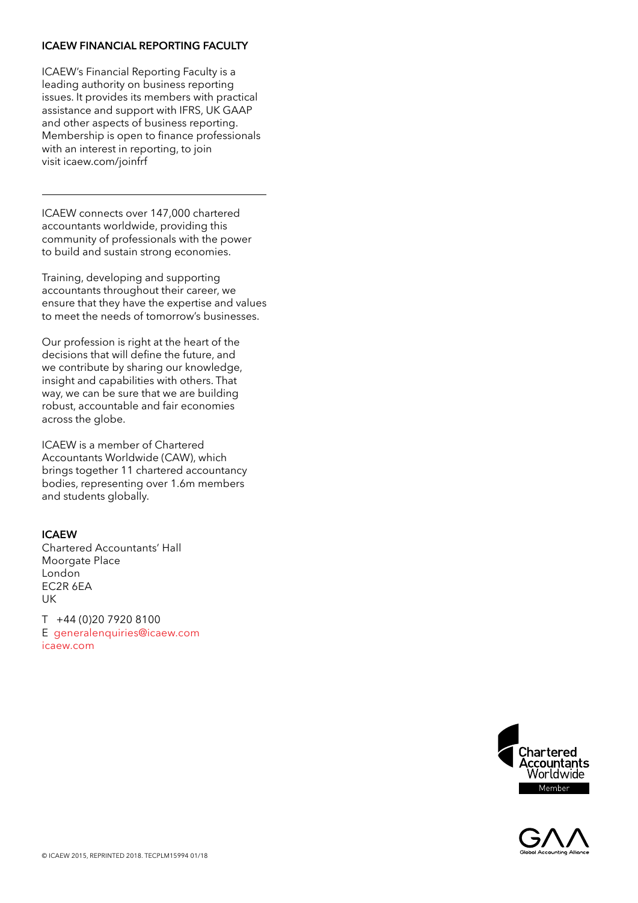**ICAEW FINANCIAL REPORTING FACULTY**

ICAEW's Financial Reporting Faculty is a leading authority on business reporting issues. It provides its members with practical assistance and support with IFRS, UK GAAP and other aspects of business reporting. Membership is open to finance professionals with an interest in reporting, to join visit icaew.com/joinfrf

---

ICAEW connects over 147,000 chartered accountants worldwide, providing this community of professionals with the power to build and sustain strong economies.

Training, developing and supporting accountants throughout their career, we ensure that they have the expertise and values to meet the needs of tomorrow's businesses.

Our profession is right at the heart of the decisions that will define the future, and we contribute by sharing our knowledge, insight and capabilities with others. That way, we can be sure that we are building robust, accountable and fair economies across the globe.

ICAEW is a member of Chartered Accountants Worldwide (CAW), which brings together 11 chartered accountancy bodies, representing over 1.6m members and students globally.

**ICAEW**
Chartered Accountants' Hall
Moorgate Place
London
EC2R 6EA
UK

T +44 (0)20 7920 8100
E generalenquiries@icaew.com
icaew.com

Chartered Accountants Worldwide
Member

GAA
Global Accounting Alliance

© ICAEW 2015, REPRINTED 2018. TECPLM15994 01/18